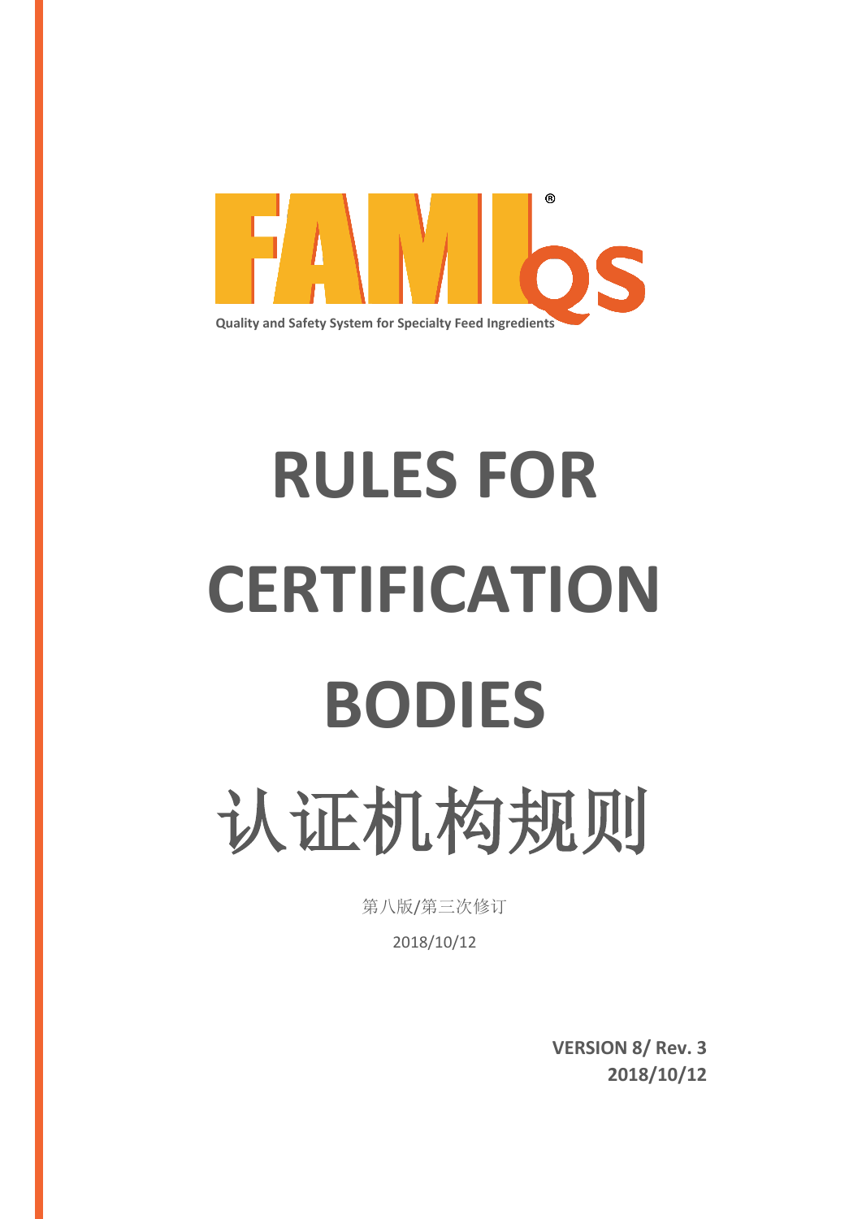FAMI QS®

Quality and Safety System for Specialty Feed Ingredients

# RULES FOR CERTIFICATION BODIES

# 认证机构规则

第八版/第三次修订

2018/10/12

**VERSION 8/ Rev. 3**
**2018/10/12**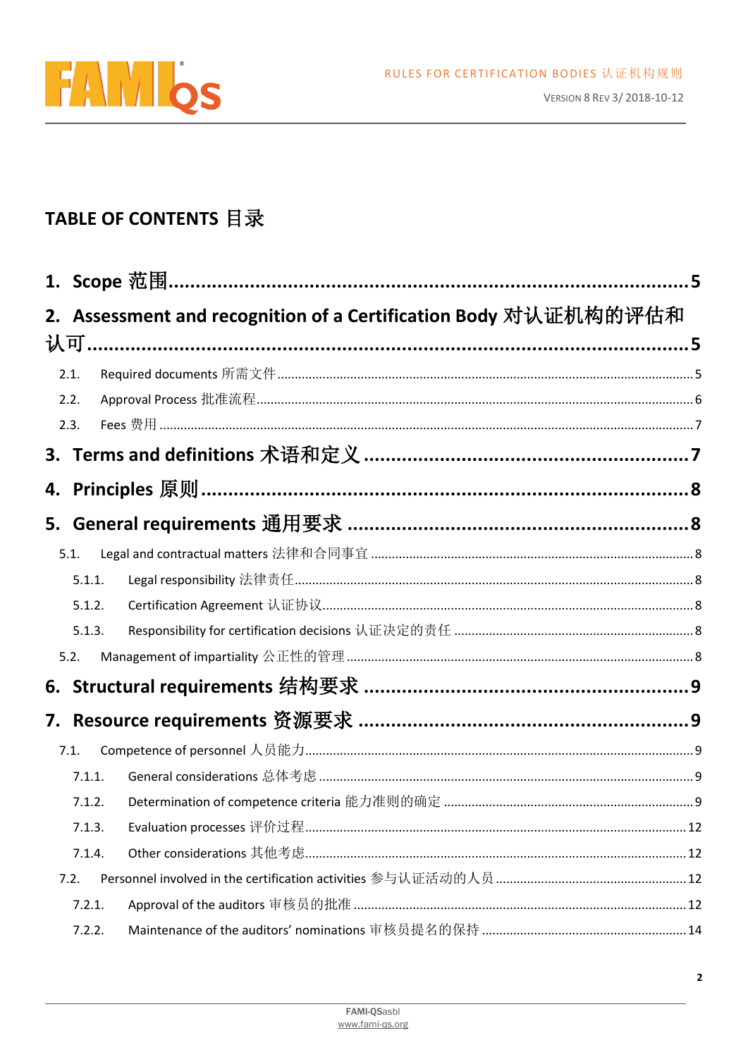# TABLE OF CONTENTS 目录

1. Scope 范围 ........................................................................................ 5

2. Assessment and recognition of a Certification Body 对认证机构的评估和认可 ........................................................................................ 5

   2.1. Required documents 所需文件 ........................................................................................ 5

   2.2. Approval Process 批准流程 ........................................................................................ 6

   2.3. Fees 费用 ........................................................................................ 7

3. Terms and definitions 术语和定义 ........................................................................................ 7

4. Principles 原则 ........................................................................................ 8

5. General requirements 通用要求 ........................................................................................ 8

   5.1. Legal and contractual matters 法律和合同事宜 ........................................................................................ 8

      5.1.1. Legal responsibility 法律责任 ........................................................................................ 8

      5.1.2. Certification Agreement 认证协议 ........................................................................................ 8

      5.1.3. Responsibility for certification decisions 认证决定的责任 ........................................................................................ 8

   5.2. Management of impartiality 公正性的管理 ........................................................................................ 8

6. Structural requirements 结构要求 ........................................................................................ 9

7. Resource requirements 资源要求 ........................................................................................ 9

   7.1. Competence of personnel 人员能力 ........................................................................................ 9

      7.1.1. General considerations 总体考虑 ........................................................................................ 9

      7.1.2. Determination of competence criteria 能力准则的确定 ........................................................................................ 9

      7.1.3. Evaluation processes 评价过程 ........................................................................................ 12

      7.1.4. Other considerations 其他考虑 ........................................................................................ 12

   7.2. Personnel involved in the certification activities 参与认证活动的人员 ........................................................................................ 12

      7.2.1. Approval of the auditors 审核员的批准 ........................................................................................ 12

      7.2.2. Maintenance of the auditors' nominations 审核员提名的保持 ........................................................................................ 14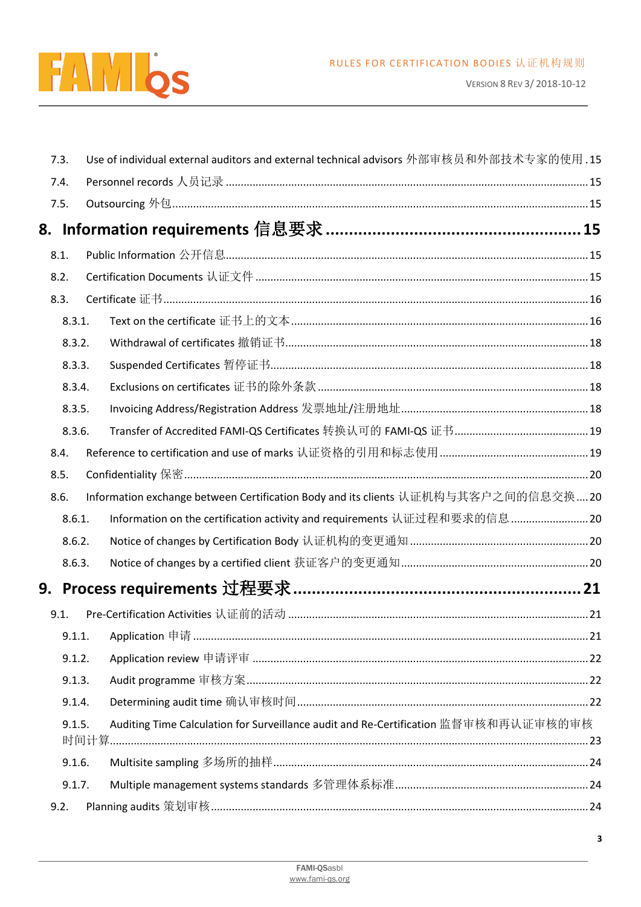7.3. Use of individual external auditors and external technical advisors 外部审核员和外部技术专家的使用 . 15

7.4. Personnel records 人员记录 ............................................................ 15

7.5. Outsourcing 外包 ............................................................ 15

**8. Information requirements 信息要求 ............................................................ 15**

8.1. Public Information 公开信息 ............................................................ 15

8.2. Certification Documents 认证文件 ............................................................ 15

8.3. Certificate 证书 ............................................................ 16

8.3.1. Text on the certificate 证书上的文本 ............................................................ 16

8.3.2. Withdrawal of certificates 撤销证书 ............................................................ 18

8.3.3. Suspended Certificates 暂停证书 ............................................................ 18

8.3.4. Exclusions on certificates 证书的除外条款 ............................................................ 18

8.3.5. Invoicing Address/Registration Address 发票地址/注册地址 ............................................................ 18

8.3.6. Transfer of Accredited FAMI-QS Certificates 转换认可的 FAMI-QS 证书 ............................................................ 19

8.4. Reference to certification and use of marks 认证资格的引用和标志使用 ............................................................ 19

8.5. Confidentiality 保密 ............................................................ 20

8.6. Information exchange between Certification Body and its clients 认证机构与其客户之间的信息交换 .... 20

8.6.1. Information on the certification activity and requirements 认证过程和要求的信息 .......................... 20

8.6.2. Notice of changes by Certification Body 认证机构的变更通知 ............................................................ 20

8.6.3. Notice of changes by a certified client 获证客户的变更通知 ............................................................ 20

**9. Process requirements 过程要求 ............................................................ 21**

9.1. Pre-Certification Activities 认证前的活动 ............................................................ 21

9.1.1. Application 申请 ............................................................ 21

9.1.2. Application review 申请评审 ............................................................ 22

9.1.3. Audit programme 审核方案 ............................................................ 22

9.1.4. Determining audit time 确认审核时间 ............................................................ 22

9.1.5. Auditing Time Calculation for Surveillance audit and Re-Certification 监督审核和再认证审核的审核时间计算 ............................................................ 23

9.1.6. Multisite sampling 多场所的抽样 ............................................................ 24

9.1.7. Multiple management systems standards 多管理体系标准 ............................................................ 24

9.2. Planning audits 策划审核 ............................................................ 24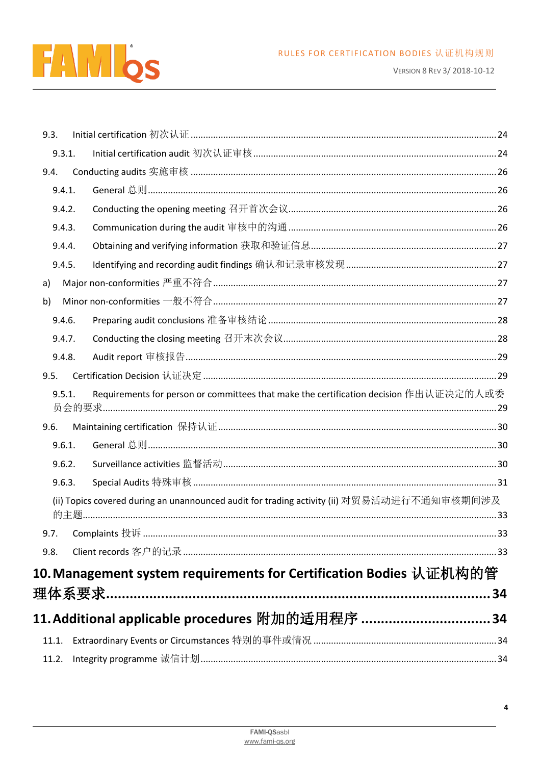9.3. Initial certification 初次认证 ........................................................................................................ 24

9.3.1. Initial certification audit 初次认证审核 ............................................................................................ 24

9.4. Conducting audits 实施审核 ........................................................................................................ 26

9.4.1. General 总则 ........................................................................................................ 26

9.4.2. Conducting the opening meeting 召开首次会议 ........................................................................................ 26

9.4.3. Communication during the audit 审核中的沟通 ........................................................................................ 26

9.4.4. Obtaining and verifying information 获取和验证信息 ........................................................................................ 27

9.4.5. Identifying and recording audit findings 确认和记录审核发现 ........................................................................................ 27

a) Major non-conformities 严重不符合 ........................................................................................................ 27

b) Minor non-conformities 一般不符合 ........................................................................................................ 27

9.4.6. Preparing audit conclusions 准备审核结论 ........................................................................................ 28

9.4.7. Conducting the closing meeting 召开末次会议 ........................................................................................ 28

9.4.8. Audit report 审核报告 ........................................................................................................ 29

9.5. Certification Decision 认证决定 ........................................................................................................ 29

9.5.1. Requirements for person or committees that make the certification decision 作出认证决定的人或委员会的要求 ........................................................................................................ 29

9.6. Maintaining certification 保持认证 ........................................................................................................ 30

9.6.1. General 总则 ........................................................................................................ 30

9.6.2. Surveillance activities 监督活动 ........................................................................................................ 30

9.6.3. Special Audits 特殊审核 ........................................................................................................ 31

(ii) Topics covered during an unannounced audit for trading activity (ii) 对贸易活动进行不通知审核期间涉及的主题 ........................................................................................................ 33

9.7. Complaints 投诉 ........................................................................................................ 33

9.8. Client records 客户的记录 ........................................................................................................ 33

**10. Management system requirements for Certification Bodies 认证机构的管理体系要求 ........................................................................................ 34**

**11. Additional applicable procedures 附加的适用程序 ................................ 34**

11.1. Extraordinary Events or Circumstances 特别的事件或情况 ........................................................................................ 34

11.2. Integrity programme 诚信计划 ........................................................................................................ 34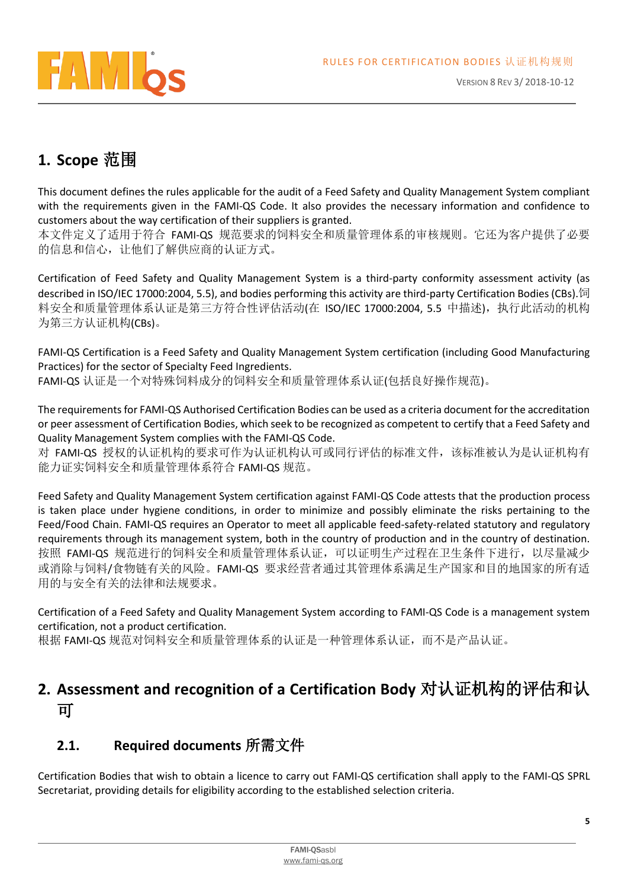# 1. Scope 范围

This document defines the rules applicable for the audit of a Feed Safety and Quality Management System compliant with the requirements given in the FAMI-QS Code. It also provides the necessary information and confidence to customers about the way certification of their suppliers is granted.
本文件定义了适用于符合 FAMI-QS 规范要求的饲料安全和质量管理体系的审核规则。它还为客户提供了必要的信息和信心，让他们了解供应商的认证方式。

Certification of Feed Safety and Quality Management System is a third-party conformity assessment activity (as described in ISO/IEC 17000:2004, 5.5), and bodies performing this activity are third-party Certification Bodies (CBs).饲料安全和质量管理体系认证是第三方符合性评估活动(在 ISO/IEC 17000:2004, 5.5 中描述)，执行此活动的机构为第三方认证机构(CBs)。

FAMI-QS Certification is a Feed Safety and Quality Management System certification (including Good Manufacturing Practices) for the sector of Specialty Feed Ingredients.
FAMI-QS 认证是一个对特殊饲料成分的饲料安全和质量管理体系认证(包括良好操作规范)。

The requirements for FAMI-QS Authorised Certification Bodies can be used as a criteria document for the accreditation or peer assessment of Certification Bodies, which seek to be recognized as competent to certify that a Feed Safety and Quality Management System complies with the FAMI-QS Code.
对 FAMI-QS 授权的认证机构的要求可作为认证机构认可或同行评估的标准文件，该标准被认为是认证机构有能力证实饲料安全和质量管理体系符合 FAMI-QS 规范。

Feed Safety and Quality Management System certification against FAMI-QS Code attests that the production process is taken place under hygiene conditions, in order to minimize and possibly eliminate the risks pertaining to the Feed/Food Chain. FAMI-QS requires an Operator to meet all applicable feed-safety-related statutory and regulatory requirements through its management system, both in the country of production and in the country of destination.
按照 FAMI-QS 规范进行的饲料安全和质量管理体系认证，可以证明生产过程在卫生条件下进行，以尽量减少或消除与饲料/食物链有关的风险。FAMI-QS 要求经营者通过其管理体系满足生产国家和目的地国家的所有适用的与安全有关的法律和法规要求。

Certification of a Feed Safety and Quality Management System according to FAMI-QS Code is a management system certification, not a product certification.
根据 FAMI-QS 规范对饲料安全和质量管理体系的认证是一种管理体系认证，而不是产品认证。

# 2. Assessment and recognition of a Certification Body 对认证机构的评估和认可

## 2.1. Required documents 所需文件

Certification Bodies that wish to obtain a licence to carry out FAMI-QS certification shall apply to the FAMI-QS SPRL Secretariat, providing details for eligibility according to the established selection criteria.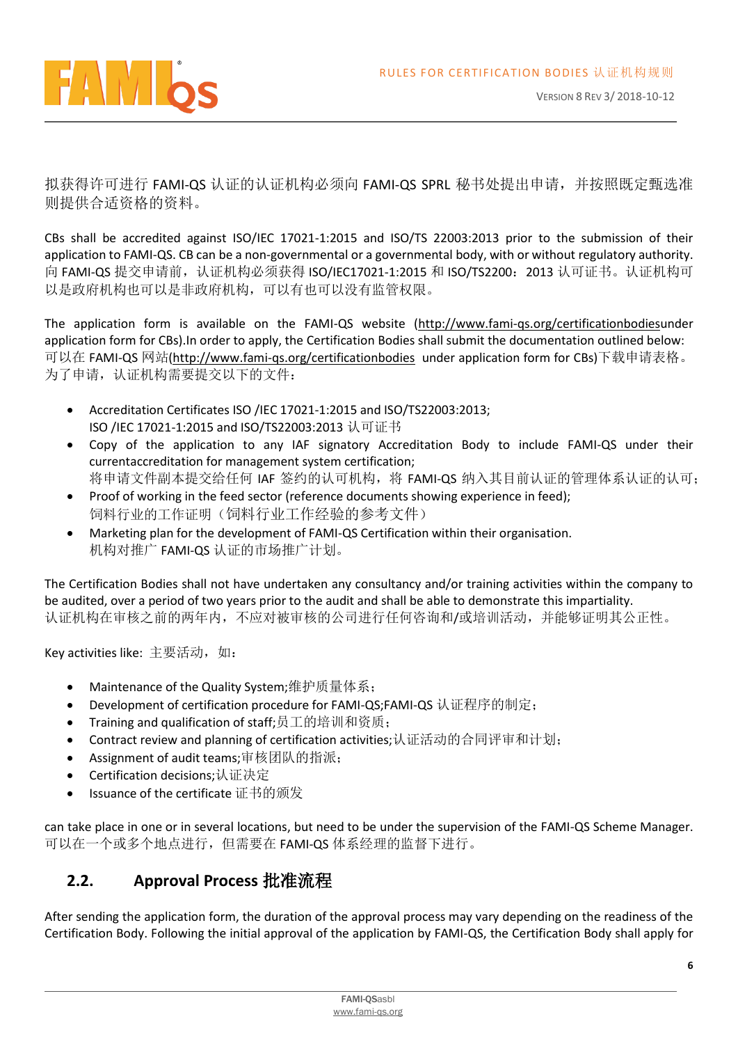拟获得许可进行 FAMI-QS 认证的认证机构必须向 FAMI-QS SPRL 秘书处提出申请，并按照既定甄选准则提供合适资格的资料。

CBs shall be accredited against ISO/IEC 17021-1:2015 and ISO/TS 22003:2013 prior to the submission of their application to FAMI-QS. CB can be a non-governmental or a governmental body, with or without regulatory authority.
向 FAMI-QS 提交申请前，认证机构必须获得 ISO/IEC17021-1:2015 和 ISO/TS2200：2013 认可证书。认证机构可以是政府机构也可以是非政府机构，可以有也可以没有监管权限。

The application form is available on the FAMI-QS website (http://www.fami-qs.org/certificationbodiesunder application form for CBs).In order to apply, the Certification Bodies shall submit the documentation outlined below:
可以在 FAMI-QS 网站(http://www.fami-qs.org/certificationbodies under application form for CBs)下载申请表格。为了申请，认证机构需要提交以下的文件：

- Accreditation Certificates ISO /IEC 17021-1:2015 and ISO/TS22003:2013;
  ISO /IEC 17021-1:2015 and ISO/TS22003:2013 认可证书
- Copy of the application to any IAF signatory Accreditation Body to include FAMI-QS under their currentaccreditation for management system certification;
  将申请文件副本提交给任何 IAF 签约的认可机构，将 FAMI-QS 纳入其目前认证的管理体系认证的认可；
- Proof of working in the feed sector (reference documents showing experience in feed);
  饲料行业的工作证明（饲料行业工作经验的参考文件）
- Marketing plan for the development of FAMI-QS Certification within their organisation.
  机构对推广 FAMI-QS 认证的市场推广计划。

The Certification Bodies shall not have undertaken any consultancy and/or training activities within the company to be audited, over a period of two years prior to the audit and shall be able to demonstrate this impartiality.
认证机构在审核之前的两年内，不应对被审核的公司进行任何咨询和/或培训活动，并能够证明其公正性。

Key activities like: 主要活动，如：

- Maintenance of the Quality System;维护质量体系；
- Development of certification procedure for FAMI-QS;FAMI-QS 认证程序的制定；
- Training and qualification of staff;员工的培训和资质；
- Contract review and planning of certification activities;认证活动的合同评审和计划；
- Assignment of audit teams;审核团队的指派；
- Certification decisions;认证决定
- Issuance of the certificate 证书的颁发

can take place in one or in several locations, but need to be under the supervision of the FAMI-QS Scheme Manager.
可以在一个或多个地点进行，但需要在 FAMI-QS 体系经理的监督下进行。

## 2.2. Approval Process 批准流程

After sending the application form, the duration of the approval process may vary depending on the readiness of the Certification Body. Following the initial approval of the application by FAMI-QS, the Certification Body shall apply for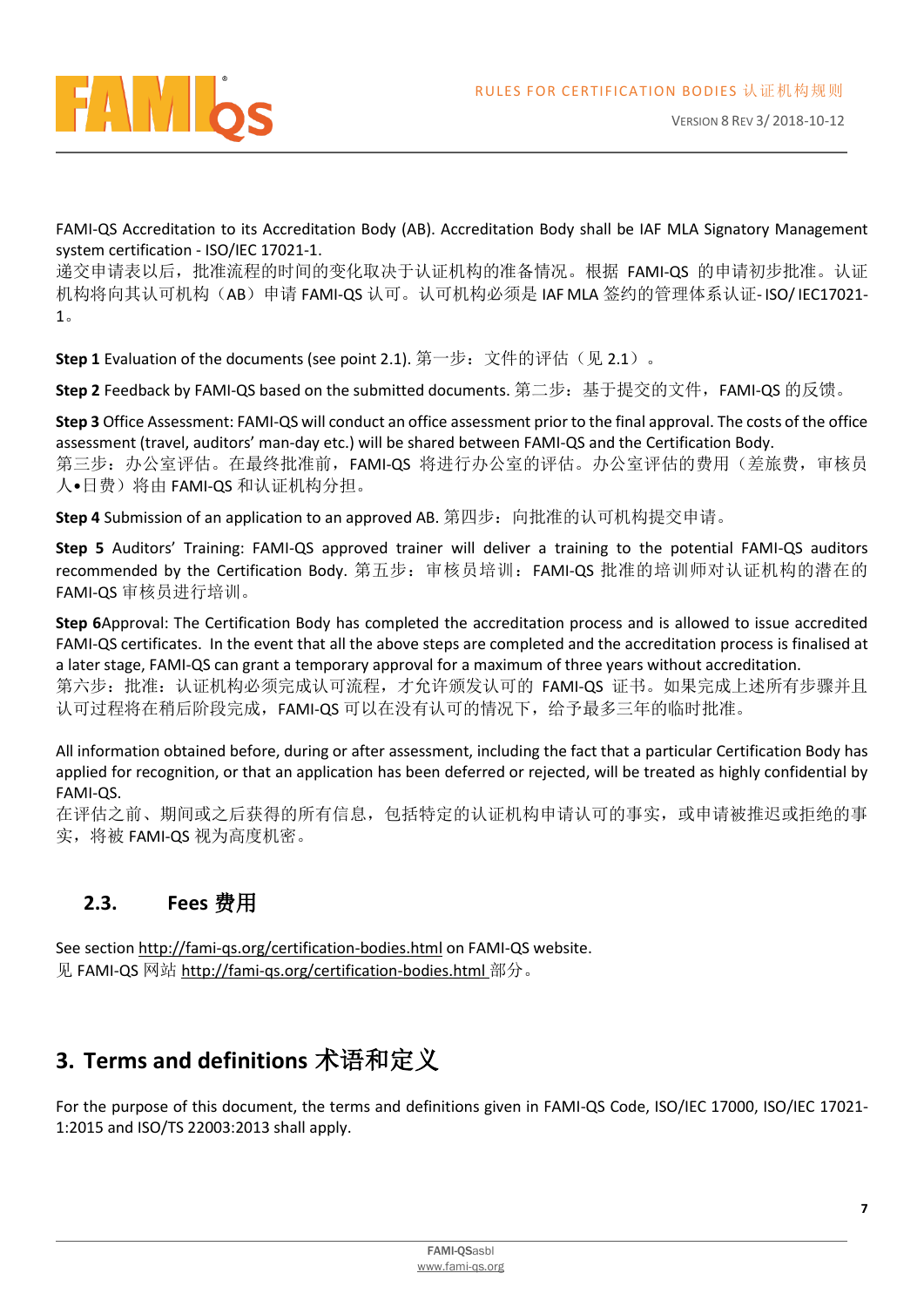FAMI-QS Accreditation to its Accreditation Body (AB). Accreditation Body shall be IAF MLA Signatory Management system certification - ISO/IEC 17021-1.
递交申请表以后，批准流程的时间的变化取决于认证机构的准备情况。根据 FAMI-QS 的申请初步批准。认证机构将向其认可机构（AB）申请 FAMI-QS 认可。认可机构必须是 IAF MLA 签约的管理体系认证- ISO/ IEC17021-1。

**Step 1** Evaluation of the documents (see point 2.1). 第一步：文件的评估（见 2.1）。

**Step 2** Feedback by FAMI-QS based on the submitted documents. 第二步：基于提交的文件，FAMI-QS 的反馈。

**Step 3** Office Assessment: FAMI-QS will conduct an office assessment prior to the final approval. The costs of the office assessment (travel, auditors' man-day etc.) will be shared between FAMI-QS and the Certification Body.
第三步：办公室评估。在最终批准前，FAMI-QS 将进行办公室的评估。办公室评估的费用（差旅费，审核员人•日费）将由 FAMI-QS 和认证机构分担。

**Step 4** Submission of an application to an approved AB. 第四步：向批准的认可机构提交申请。

**Step 5** Auditors' Training: FAMI-QS approved trainer will deliver a training to the potential FAMI-QS auditors recommended by the Certification Body. 第五步：审核员培训：FAMI-QS 批准的培训师对认证机构的潜在的 FAMI-QS 审核员进行培训。

**Step 6**Approval: The Certification Body has completed the accreditation process and is allowed to issue accredited FAMI-QS certificates. In the event that all the above steps are completed and the accreditation process is finalised at a later stage, FAMI-QS can grant a temporary approval for a maximum of three years without accreditation.
第六步：批准：认证机构必须完成认可流程，才允许颁发认可的 FAMI-QS 证书。如果完成上述所有步骤并且认可过程将在稍后阶段完成，FAMI-QS 可以在没有认可的情况下，给予最多三年的临时批准。

All information obtained before, during or after assessment, including the fact that a particular Certification Body has applied for recognition, or that an application has been deferred or rejected, will be treated as highly confidential by FAMI-QS.
在评估之前、期间或之后获得的所有信息，包括特定的认证机构申请认可的事实，或申请被推迟或拒绝的事实，将被 FAMI-QS 视为高度机密。

## 2.3. Fees 费用

See section http://fami-qs.org/certification-bodies.html on FAMI-QS website.
见 FAMI-QS 网站 http://fami-qs.org/certification-bodies.html 部分。

# 3. Terms and definitions 术语和定义

For the purpose of this document, the terms and definitions given in FAMI-QS Code, ISO/IEC 17000, ISO/IEC 17021-1:2015 and ISO/TS 22003:2013 shall apply.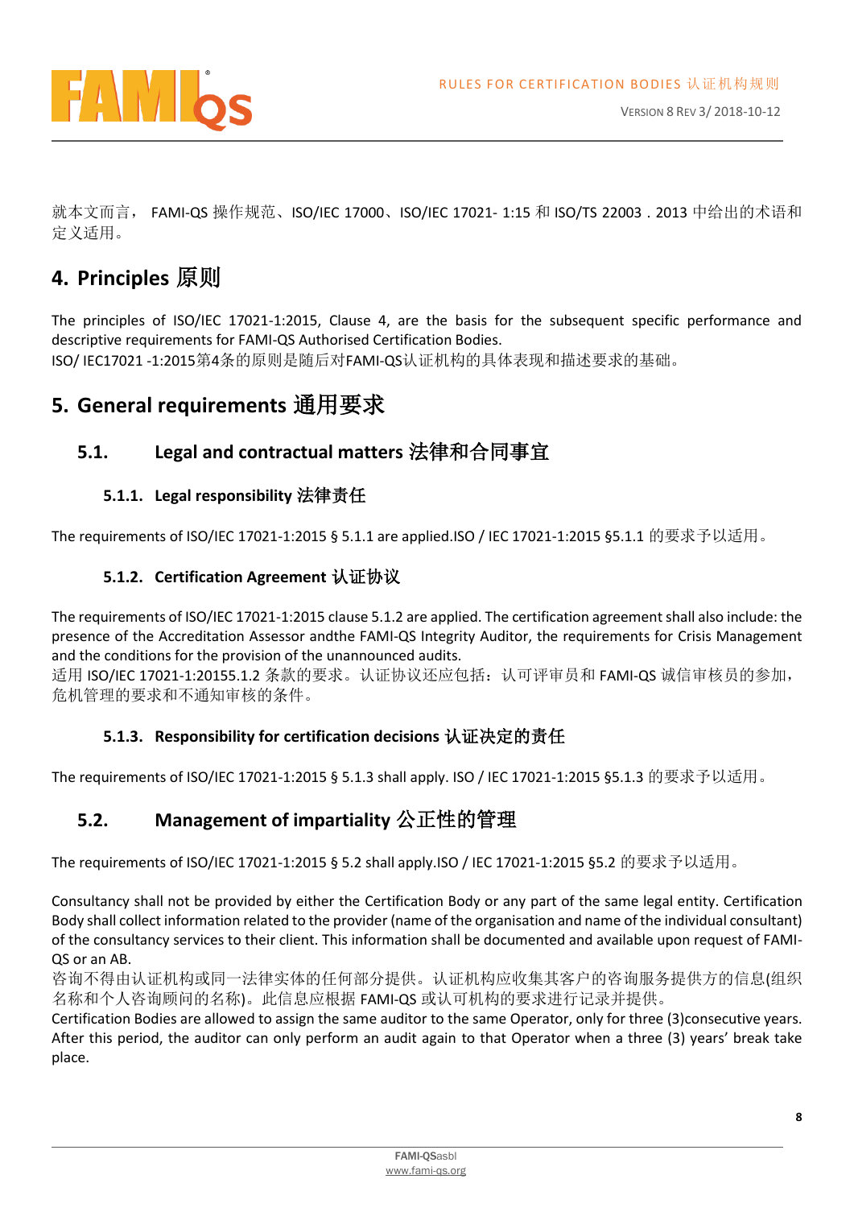就本文而言， FAMI-QS 操作规范、ISO/IEC 17000、ISO/IEC 17021- 1:15 和 ISO/TS 22003 . 2013 中给出的术语和定义适用。

# 4. Principles 原则

The principles of ISO/IEC 17021-1:2015, Clause 4, are the basis for the subsequent specific performance and descriptive requirements for FAMI-QS Authorised Certification Bodies.
ISO/ IEC17021 -1:2015第4条的原则是随后对FAMI-QS认证机构的具体表现和描述要求的基础。

# 5. General requirements 通用要求

## 5.1. Legal and contractual matters 法律和合同事宜

### 5.1.1. Legal responsibility 法律责任

The requirements of ISO/IEC 17021-1:2015 § 5.1.1 are applied.ISO / IEC 17021-1:2015 §5.1.1 的要求予以适用。

### 5.1.2. Certification Agreement 认证协议

The requirements of ISO/IEC 17021-1:2015 clause 5.1.2 are applied. The certification agreement shall also include: the presence of the Accreditation Assessor andthe FAMI-QS Integrity Auditor, the requirements for Crisis Management and the conditions for the provision of the unannounced audits.
适用 ISO/IEC 17021-1:20155.1.2 条款的要求。认证协议还应包括：认可评审员和 FAMI-QS 诚信审核员的参加，危机管理的要求和不通知审核的条件。

### 5.1.3. Responsibility for certification decisions 认证决定的责任

The requirements of ISO/IEC 17021-1:2015 § 5.1.3 shall apply. ISO / IEC 17021-1:2015 §5.1.3 的要求予以适用。

## 5.2. Management of impartiality 公正性的管理

The requirements of ISO/IEC 17021-1:2015 § 5.2 shall apply.ISO / IEC 17021-1:2015 §5.2 的要求予以适用。

Consultancy shall not be provided by either the Certification Body or any part of the same legal entity. Certification Body shall collect information related to the provider (name of the organisation and name of the individual consultant) of the consultancy services to their client. This information shall be documented and available upon request of FAMI-QS or an AB.
咨询不得由认证机构或同一法律实体的任何部分提供。认证机构应收集其客户的咨询服务提供方的信息(组织名称和个人咨询顾问的名称)。此信息应根据 FAMI-QS 或认可机构的要求进行记录并提供。
Certification Bodies are allowed to assign the same auditor to the same Operator, only for three (3)consecutive years. After this period, the auditor can only perform an audit again to that Operator when a three (3) years' break take place.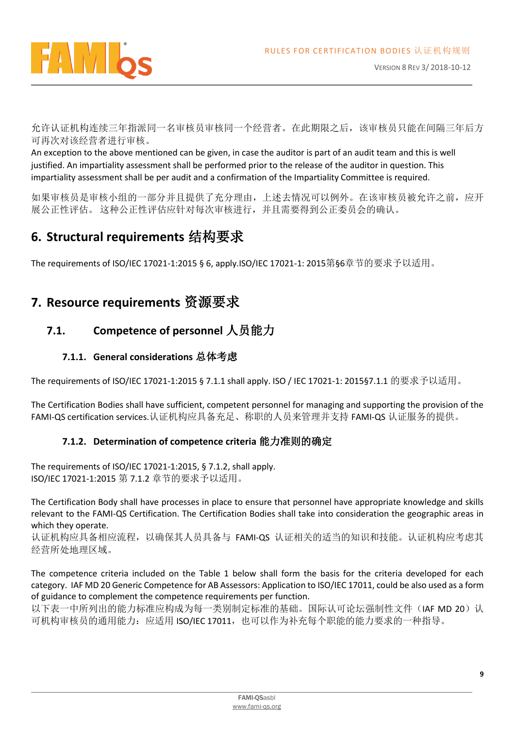允许认证机构连续三年指派同一名审核员审核同一个经营者。在此期限之后，该审核员只能在间隔三年后方可再次对该经营者进行审核。

An exception to the above mentioned can be given, in case the auditor is part of an audit team and this is well justified. An impartiality assessment shall be performed prior to the release of the auditor in question. This impartiality assessment shall be per audit and a confirmation of the Impartiality Committee is required.

如果审核员是审核小组的一部分并且提供了充分理由，上述去情况可以例外。在该审核员被允许之前，应开展公正性评估。 这种公正性评估应针对每次审核进行，并且需要得到公正委员会的确认。

# 6. Structural requirements 结构要求

The requirements of ISO/IEC 17021-1:2015 § 6, apply.ISO/IEC 17021-1: 2015第§6章节的要求予以适用。

# 7. Resource requirements 资源要求

## 7.1. Competence of personnel 人员能力

### 7.1.1. General considerations 总体考虑

The requirements of ISO/IEC 17021-1:2015 § 7.1.1 shall apply. ISO / IEC 17021-1: 2015§7.1.1 的要求予以适用。

The Certification Bodies shall have sufficient, competent personnel for managing and supporting the provision of the FAMI-QS certification services.认证机构应具备充足、称职的人员来管理并支持 FAMI-QS 认证服务的提供。

### 7.1.2. Determination of competence criteria 能力准则的确定

The requirements of ISO/IEC 17021-1:2015, § 7.1.2, shall apply.
ISO/IEC 17021-1:2015 第 7.1.2 章节的要求予以适用。

The Certification Body shall have processes in place to ensure that personnel have appropriate knowledge and skills relevant to the FAMI-QS Certification. The Certification Bodies shall take into consideration the geographic areas in which they operate.
认证机构应具备相应流程，以确保其人员具备与 FAMI-QS 认证相关的适当的知识和技能。认证机构应考虑其经营所处地理区域。

The competence criteria included on the Table 1 below shall form the basis for the criteria developed for each category. IAF MD 20 Generic Competence for AB Assessors: Application to ISO/IEC 17011, could be also used as a form of guidance to complement the competence requirements per function.
以下表一中所列出的能力标准应构成为每一类别制定标准的基础。国际认可论坛强制性文件（IAF MD 20）认可机构审核员的通用能力：应适用 ISO/IEC 17011，也可以作为补充每个职能的能力要求的一种指导。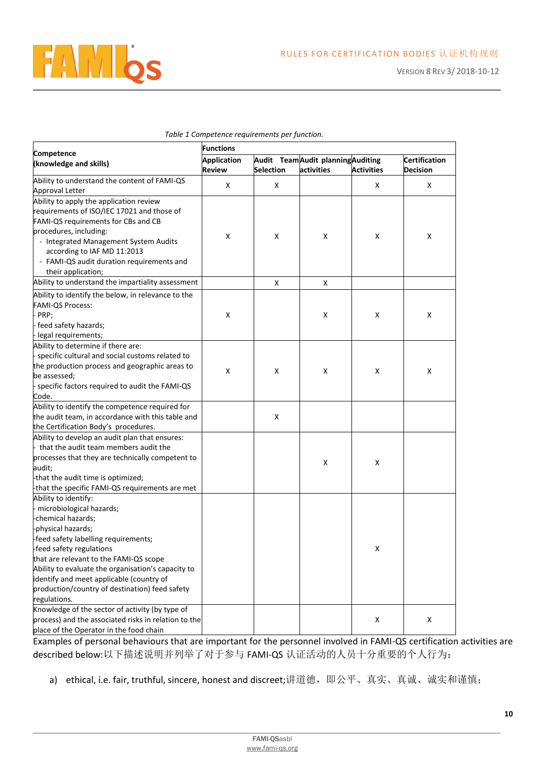*Table 1 Competence requirements per function.*

| Competence (knowledge and skills) | Functions | | | | |
|---|---|---|---|---|---|
| | Application Review | Audit Team Selection | Audit planning activities | Auditing Activities | Certification Decision |
| Ability to understand the content of FAMI-QS Approval Letter | X | X | | X | X |
| Ability to apply the application review requirements of ISO/IEC 17021 and those of FAMI-QS requirements for CBs and CB procedures, including:<br>- Integrated Management System Audits according to IAF MD 11:2013<br>- FAMI-QS audit duration requirements and their application; | X | X | X | X | X |
| Ability to understand the impartiality assessment | | X | X | | |
| Ability to identify the below, in relevance to the FAMI-QS Process:<br>- PRP;<br>- feed safety hazards;<br>- legal requirements; | X | | X | X | X |
| Ability to determine if there are:<br>- specific cultural and social customs related to the production process and geographic areas to be assessed;<br>- specific factors required to audit the FAMI-QS Code. | X | X | X | X | X |
| Ability to identify the competence required for the audit team, in accordance with this table and the Certification Body's procedures. | | X | | | |
| Ability to develop an audit plan that ensures:<br>- that the audit team members audit the processes that they are technically competent to audit;<br>-that the audit time is optimized;<br>-that the specific FAMI-QS requirements are met | | | X | X | |
| Ability to identify:<br>- microbiological hazards;<br>-chemical hazards;<br>-physical hazards;<br>-feed safety labelling requirements;<br>-feed safety regulations<br>that are relevant to the FAMI-QS scope<br>Ability to evaluate the organisation's capacity to identify and meet applicable (country of production/country of destination) feed safety regulations. | | | | X | |
| Knowledge of the sector of activity (by type of process) and the associated risks in relation to the place of the Operator in the food chain | | | | X | X |

Examples of personal behaviours that are important for the personnel involved in FAMI-QS certification activities are described below:以下描述说明并列举了对于参与 FAMI-QS 认证活动的人员十分重要的个人行为：

a) ethical, i.e. fair, truthful, sincere, honest and discreet;讲道德，即公平、真实、真诚、诚实和谨慎；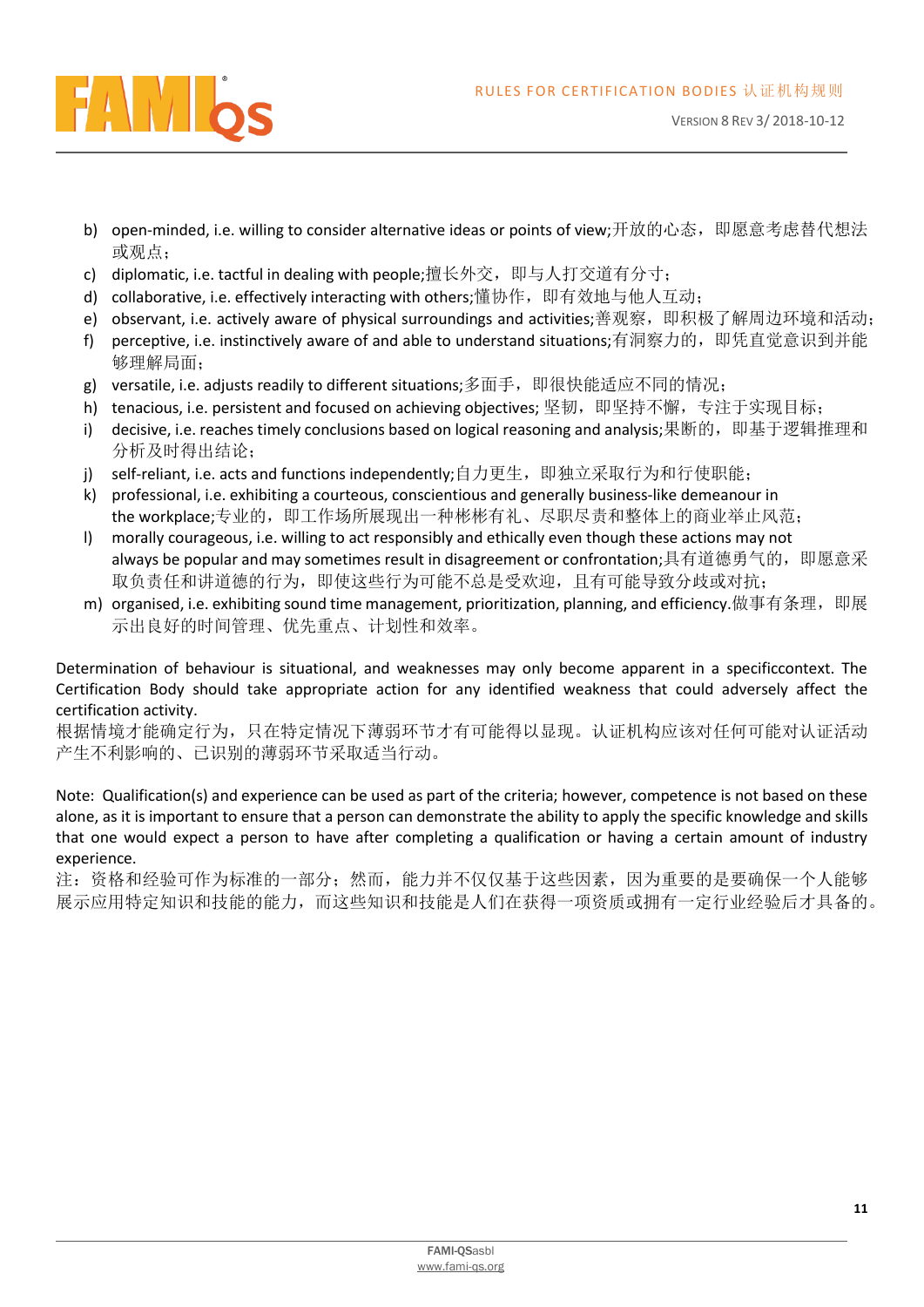b) open-minded, i.e. willing to consider alternative ideas or points of view;开放的心态，即愿意考虑替代想法或观点；
c) diplomatic, i.e. tactful in dealing with people;擅长外交，即与人打交道有分寸；
d) collaborative, i.e. effectively interacting with others;懂协作，即有效地与他人互动；
e) observant, i.e. actively aware of physical surroundings and activities;善观察，即积极了解周边环境和活动；
f) perceptive, i.e. instinctively aware of and able to understand situations;有洞察力的，即凭直觉意识到并能够理解局面；
g) versatile, i.e. adjusts readily to different situations;多面手，即很快能适应不同的情况；
h) tenacious, i.e. persistent and focused on achieving objectives; 坚韧，即坚持不懈，专注于实现目标；
i) decisive, i.e. reaches timely conclusions based on logical reasoning and analysis;果断的，即基于逻辑推理和分析及时得出结论；
j) self-reliant, i.e. acts and functions independently;自力更生，即独立采取行为和行使职能；
k) professional, i.e. exhibiting a courteous, conscientious and generally business-like demeanour in the workplace;专业的，即工作场所展现出一种彬彬有礼、尽职尽责和整体上的商业举止风范；
l) morally courageous, i.e. willing to act responsibly and ethically even though these actions may not always be popular and may sometimes result in disagreement or confrontation;具有道德勇气的，即愿意采取负责任和讲道德的行为，即使这些行为可能不总是受欢迎，且有可能导致分歧或对抗；
m) organised, i.e. exhibiting sound time management, prioritization, planning, and efficiency.做事有条理，即展示出良好的时间管理、优先重点、计划性和效率。

Determination of behaviour is situational, and weaknesses may only become apparent in a specificcontext. The Certification Body should take appropriate action for any identified weakness that could adversely affect the certification activity.
根据情境才能确定行为，只在特定情况下薄弱环节才有可能得以显现。认证机构应该对任何可能对认证活动产生不利影响的、已识别的薄弱环节采取适当行动。

Note: Qualification(s) and experience can be used as part of the criteria; however, competence is not based on these alone, as it is important to ensure that a person can demonstrate the ability to apply the specific knowledge and skills that one would expect a person to have after completing a qualification or having a certain amount of industry experience.
注：资格和经验可作为标准的一部分；然而，能力并不仅仅基于这些因素，因为重要的是要确保一个人能够展示应用特定知识和技能的能力，而这些知识和技能是人们在获得一项资质或拥有一定行业经验后才具备的。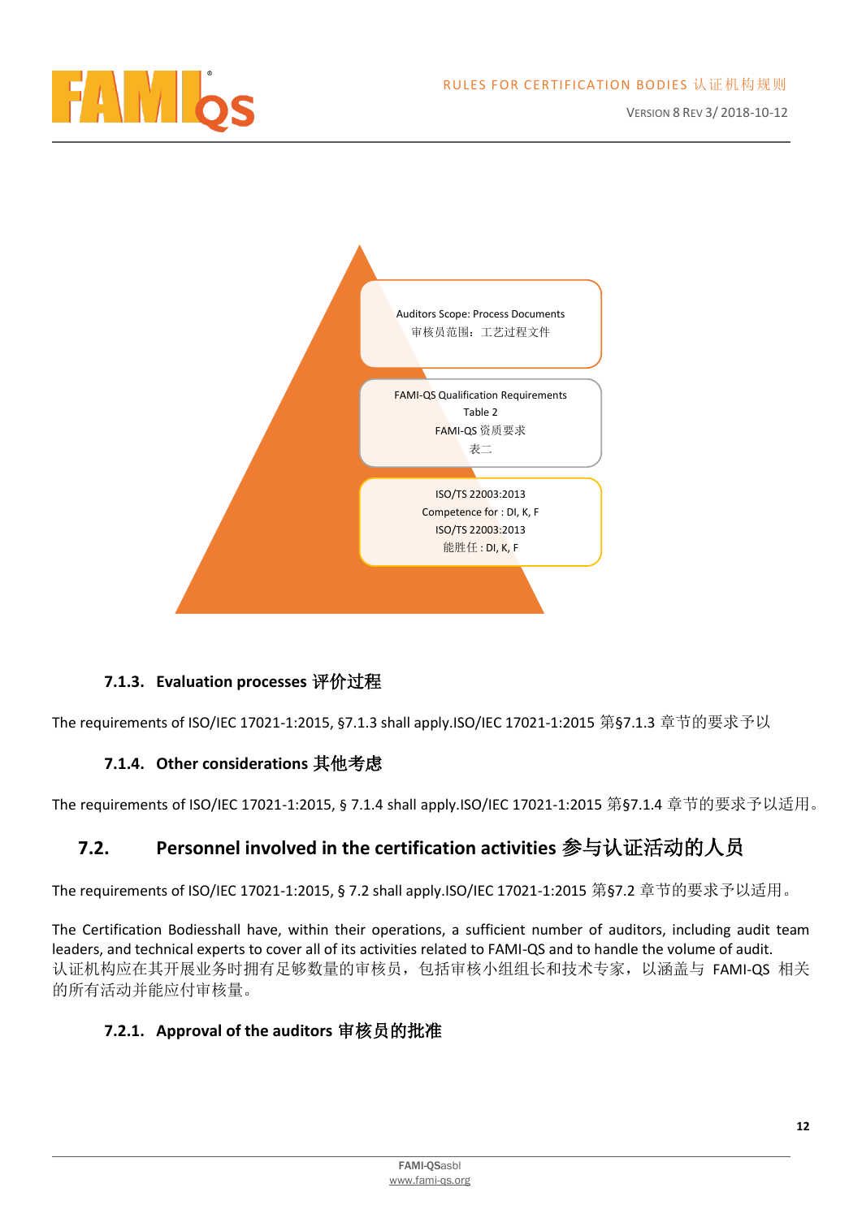Auditors Scope: Process Documents
审核员范围：工艺过程文件

FAMI-QS Qualification Requirements
Table 2
FAMI-QS 资质要求
表二

ISO/TS 22003:2013
Competence for : DI, K, F
ISO/TS 22003:2013
能胜任 : DI, K, F

### 7.1.3. Evaluation processes 评价过程

The requirements of ISO/IEC 17021-1:2015, §7.1.3 shall apply.ISO/IEC 17021-1:2015 第§7.1.3 章节的要求予以

### 7.1.4. Other considerations 其他考虑

The requirements of ISO/IEC 17021-1:2015, § 7.1.4 shall apply.ISO/IEC 17021-1:2015 第§7.1.4 章节的要求予以适用。

## 7.2. Personnel involved in the certification activities 参与认证活动的人员

The requirements of ISO/IEC 17021-1:2015, § 7.2 shall apply.ISO/IEC 17021-1:2015 第§7.2 章节的要求予以适用。

The Certification Bodiesshall have, within their operations, a sufficient number of auditors, including audit team leaders, and technical experts to cover all of its activities related to FAMI-QS and to handle the volume of audit.
认证机构应在其开展业务时拥有足够数量的审核员，包括审核小组组长和技术专家，以涵盖与 FAMI-QS 相关的所有活动并能应付审核量。

### 7.2.1. Approval of the auditors 审核员的批准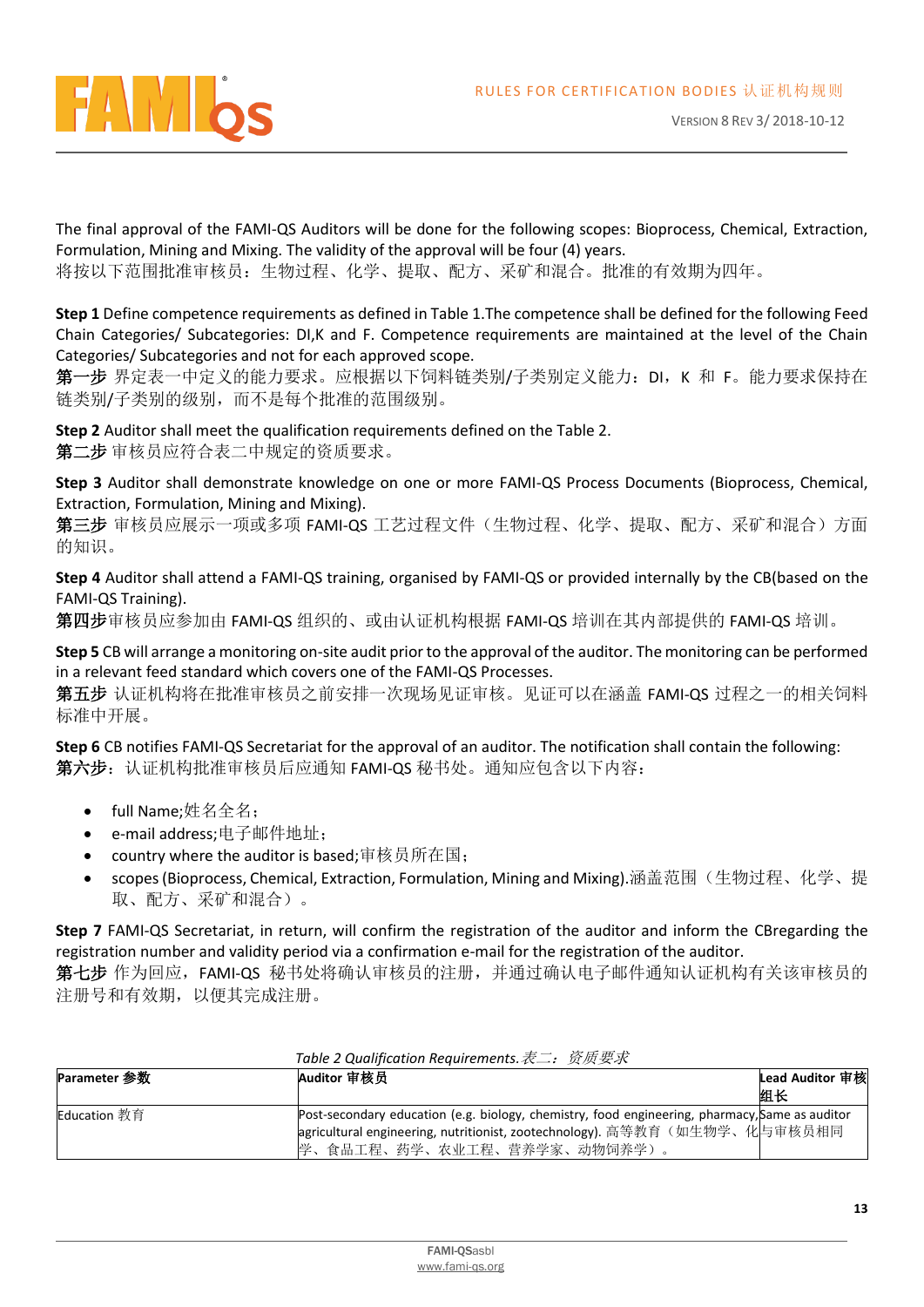The final approval of the FAMI-QS Auditors will be done for the following scopes: Bioprocess, Chemical, Extraction, Formulation, Mining and Mixing. The validity of the approval will be four (4) years.
将按以下范围批准审核员：生物过程、化学、提取、配方、采矿和混合。批准的有效期为四年。

**Step 1** Define competence requirements as defined in Table 1.The competence shall be defined for the following Feed Chain Categories/ Subcategories: DI,K and F. Competence requirements are maintained at the level of the Chain Categories/ Subcategories and not for each approved scope.
**第一步** 界定表一中定义的能力要求。应根据以下饲料链类别/子类别定义能力：DI，K 和 F。能力要求保持在链类别/子类别的级别，而不是每个批准的范围级别。

**Step 2** Auditor shall meet the qualification requirements defined on the Table 2.
**第二步** 审核员应符合表二中规定的资质要求。

**Step 3** Auditor shall demonstrate knowledge on one or more FAMI-QS Process Documents (Bioprocess, Chemical, Extraction, Formulation, Mining and Mixing).
**第三步** 审核员应展示一项或多项 FAMI-QS 工艺过程文件（生物过程、化学、提取、配方、采矿和混合）方面的知识。

**Step 4** Auditor shall attend a FAMI-QS training, organised by FAMI-QS or provided internally by the CB(based on the FAMI-QS Training).
**第四步**审核员应参加由 FAMI-QS 组织的、或由认证机构根据 FAMI-QS 培训在其内部提供的 FAMI-QS 培训。

**Step 5** CB will arrange a monitoring on-site audit prior to the approval of the auditor. The monitoring can be performed in a relevant feed standard which covers one of the FAMI-QS Processes.
**第五步** 认证机构将在批准审核员之前安排一次现场见证审核。见证可以在涵盖 FAMI-QS 过程之一的相关饲料标准中开展。

**Step 6** CB notifies FAMI-QS Secretariat for the approval of an auditor. The notification shall contain the following:
**第六步**：认证机构批准审核员后应通知 FAMI-QS 秘书处。通知应包含以下内容：

- full Name;姓名全名；
- e-mail address;电子邮件地址；
- country where the auditor is based;审核员所在国；
- scopes (Bioprocess, Chemical, Extraction, Formulation, Mining and Mixing).涵盖范围（生物过程、化学、提取、配方、采矿和混合）。

**Step 7** FAMI-QS Secretariat, in return, will confirm the registration of the auditor and inform the CBregarding the registration number and validity period via a confirmation e-mail for the registration of the auditor.
**第七步** 作为回应，FAMI-QS 秘书处将确认审核员的注册，并通过确认电子邮件通知认证机构有关该审核员的注册号和有效期，以便其完成注册。

*Table 2 Qualification Requirements.表二：资质要求*

| **Parameter 参数** | **Auditor 审核员** | **Lead Auditor 审核组长** |
|---|---|---|
| Education 教育 | Post-secondary education (e.g. biology, chemistry, food engineering, pharmacy, agricultural engineering, nutritionist, zootechnology). 高等教育（如生物学、化学、食品工程、药学、农业工程、营养学家、动物饲养学）。 | Same as auditor 与审核员相同 |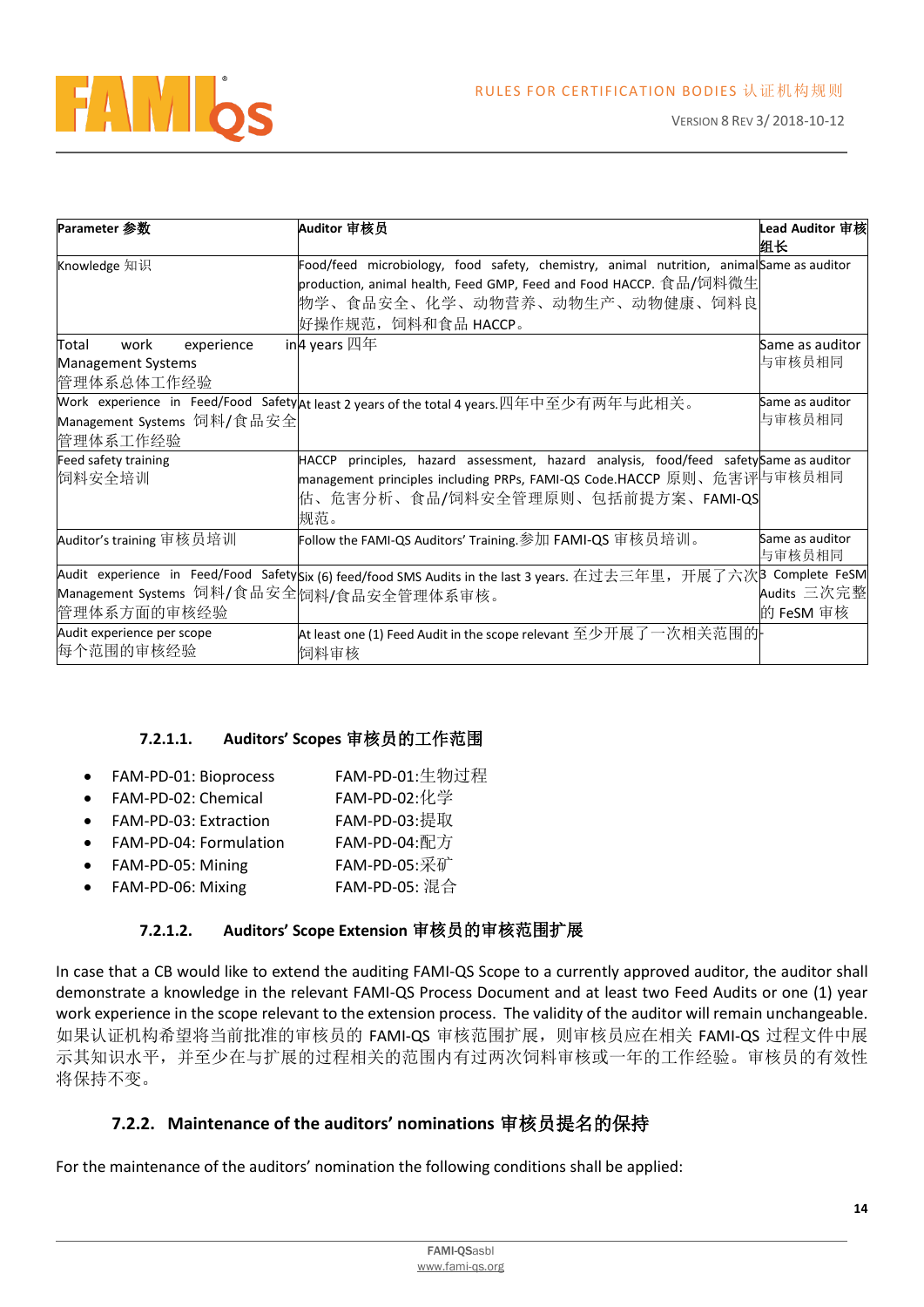| Parameter 参数 | Auditor 审核员 | Lead Auditor 审核组长 |
|---|---|---|
| Knowledge 知识 | Food/feed microbiology, food safety, chemistry, animal nutrition, animal production, animal health, Feed GMP, Feed and Food HACCP. 食品/饲料微生物学、食品安全、化学、动物营养、动物生产、动物健康、饲料良好操作规范，饲料和食品 HACCP。 | Same as auditor |
| Total work experience in Management Systems 管理体系总体工作经验 | 4 years 四年 | Same as auditor 与审核员相同 |
| Work experience in Feed/Food Safety Management Systems 饲料/食品安全管理体系工作经验 | At least 2 years of the total 4 years.四年中至少有两年与此相关。 | Same as auditor 与审核员相同 |
| Feed safety training 饲料安全培训 | HACCP principles, hazard assessment, hazard analysis, food/feed safety management principles including PRPs, FAMI-QS Code.HACCP 原则、危害评估、危害分析、食品/饲料安全管理原则、包括前提方案、FAMI-QS 规范。 | Same as auditor 与审核员相同 |
| Auditor's training 审核员培训 | Follow the FAMI-QS Auditors' Training.参加 FAMI-QS 审核员培训。 | Same as auditor 与审核员相同 |
| Audit experience in Feed/Food Safety Management Systems 饲料/食品安全管理体系方面的审核经验 | Six (6) feed/food SMS Audits in the last 3 years. 在过去三年里，开展了六次饲料/食品安全管理体系审核。 | 3 Complete FeSM Audits 三次完整的 FeSM 审核 |
| Audit experience per scope 每个范围的审核经验 | At least one (1) Feed Audit in the scope relevant 至少开展了一次相关范围的饲料审核 | - |

#### 7.2.1.1. Auditors' Scopes 审核员的工作范围

- FAM-PD-01: Bioprocess　　FAM-PD-01:生物过程
- FAM-PD-02: Chemical　　FAM-PD-02:化学
- FAM-PD-03: Extraction　　FAM-PD-03:提取
- FAM-PD-04: Formulation　　FAM-PD-04:配方
- FAM-PD-05: Mining　　FAM-PD-05:采矿
- FAM-PD-06: Mixing　　FAM-PD-05: 混合

#### 7.2.1.2. Auditors' Scope Extension 审核员的审核范围扩展

In case that a CB would like to extend the auditing FAMI-QS Scope to a currently approved auditor, the auditor shall demonstrate a knowledge in the relevant FAMI-QS Process Document and at least two Feed Audits or one (1) year work experience in the scope relevant to the extension process. The validity of the auditor will remain unchangeable. 如果认证机构希望将当前批准的审核员的 FAMI-QS 审核范围扩展，则审核员应在相关 FAMI-QS 过程文件中展示其知识水平，并至少在与扩展的过程相关的范围内有过两次饲料审核或一年的工作经验。审核员的有效性将保持不变。

### 7.2.2. Maintenance of the auditors' nominations 审核员提名的保持

For the maintenance of the auditors' nomination the following conditions shall be applied: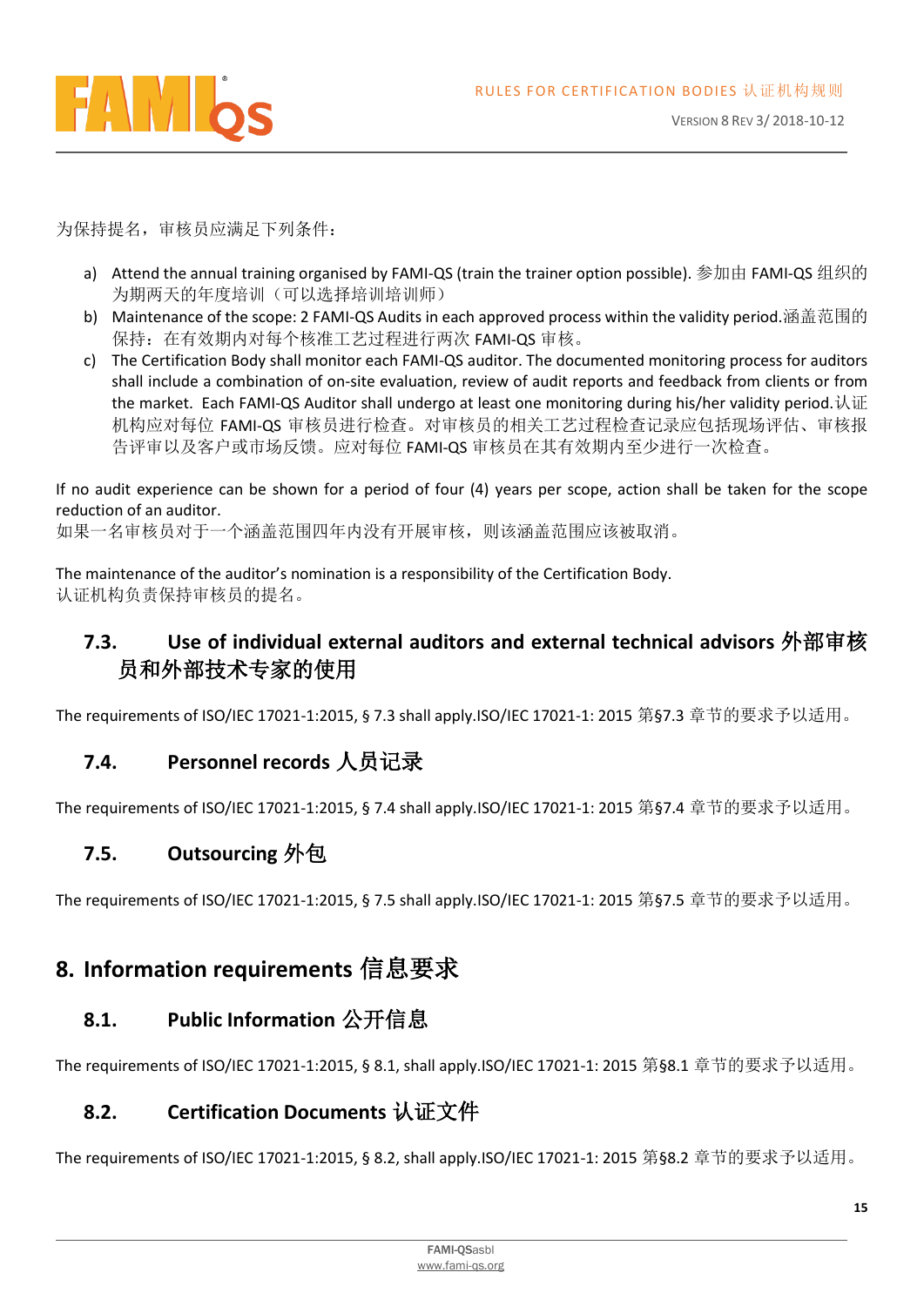为保持提名，审核员应满足下列条件：

a) Attend the annual training organised by FAMI-QS (train the trainer option possible). 参加由 FAMI-QS 组织的为期两天的年度培训（可以选择培训培训师）
b) Maintenance of the scope: 2 FAMI-QS Audits in each approved process within the validity period.涵盖范围的保持：在有效期内对每个核准工艺过程进行两次 FAMI-QS 审核。
c) The Certification Body shall monitor each FAMI-QS auditor. The documented monitoring process for auditors shall include a combination of on-site evaluation, review of audit reports and feedback from clients or from the market. Each FAMI-QS Auditor shall undergo at least one monitoring during his/her validity period.认证机构应对每位 FAMI-QS 审核员进行检查。对审核员的相关工艺过程检查记录应包括现场评估、审核报告评审以及客户或市场反馈。应对每位 FAMI-QS 审核员在其有效期内至少进行一次检查。

If no audit experience can be shown for a period of four (4) years per scope, action shall be taken for the scope reduction of an auditor.
如果一名审核员对于一个涵盖范围四年内没有开展审核，则该涵盖范围应该被取消。

The maintenance of the auditor's nomination is a responsibility of the Certification Body.
认证机构负责保持审核员的提名。

### 7.3. Use of individual external auditors and external technical advisors 外部审核员和外部技术专家的使用

The requirements of ISO/IEC 17021-1:2015, § 7.3 shall apply.ISO/IEC 17021-1: 2015 第§7.3 章节的要求予以适用。

### 7.4. Personnel records 人员记录

The requirements of ISO/IEC 17021-1:2015, § 7.4 shall apply.ISO/IEC 17021-1: 2015 第§7.4 章节的要求予以适用。

### 7.5. Outsourcing 外包

The requirements of ISO/IEC 17021-1:2015, § 7.5 shall apply.ISO/IEC 17021-1: 2015 第§7.5 章节的要求予以适用。

## 8. Information requirements 信息要求

### 8.1. Public Information 公开信息

The requirements of ISO/IEC 17021-1:2015, § 8.1, shall apply.ISO/IEC 17021-1: 2015 第§8.1 章节的要求予以适用。

### 8.2. Certification Documents 认证文件

The requirements of ISO/IEC 17021-1:2015, § 8.2, shall apply.ISO/IEC 17021-1: 2015 第§8.2 章节的要求予以适用。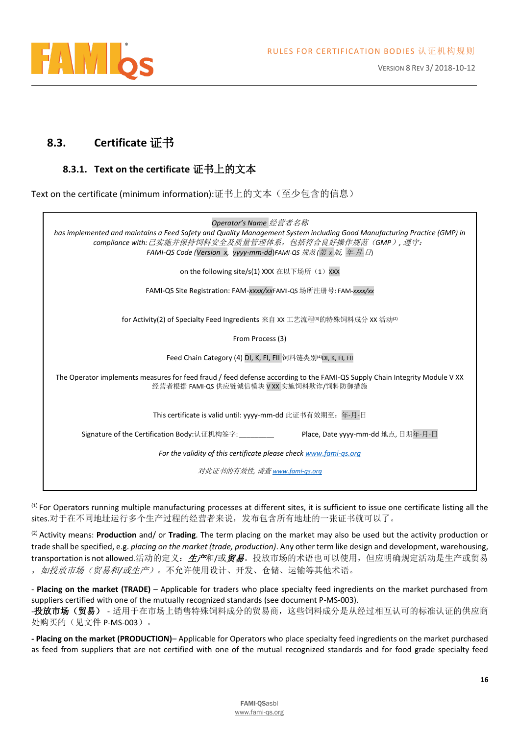## 8.3. Certificate 证书

### 8.3.1. Text on the certificate 证书上的文本

Text on the certificate (minimum information):证书上的文本（至少包含的信息）

> *Operator's Name* *经营者名称*
>
> *has implemented and maintains a Feed Safety and Quality Management System including Good Manufacturing Practice (GMP) in compliance with:* *已实施并保持饲料安全及质量管理体系，包括符合良好操作规范（GMP），遵守:*
>
> *FAMI-QS Code (Version x, yyyy-mm-dd)FAMI-QS 规范(第 x 版, 年-月-日)*
>
> on the following site/s(1) XXX 在以下场所（1）XXX
>
> FAMI-QS Site Registration: FAM-*xxxx/xx*FAMI-QS 场所注册号: FAM-*xxxx/xx*
>
> for Activity(2) of Specialty Feed Ingredients 来自 XX 工艺流程(3)的特殊饲料成分 XX 活动(2)
>
> From Process (3)
>
> Feed Chain Category (4) DI, K, FI, FII 饲料链类别(4)DI, K, FI, FII
>
> The Operator implements measures for feed fraud / feed defense according to the FAMI-QS Supply Chain Integrity Module V XX 经营者根据 FAMI-QS 供应链诚信模块 V XX 实施饲料欺诈/饲料防御措施
>
> This certificate is valid until: yyyy-mm-dd 此证书有效期至：年-月-日
>
> Signature of the Certification Body:认证机构签字:_________ Place, Date yyyy-mm-dd 地点, 日期年-月-日
>
> *For the validity of this certificate please check www.fami-qs.org*
>
> *对此证书的有效性, 请查 www.fami-qs.org*

(1) For Operators running multiple manufacturing processes at different sites, it is sufficient to issue one certificate listing all the sites.对于在不同地址运行多个生产过程的经营者来说，发布包含所有地址的一张证书就可以了。

(2) Activity means: **Production** and/ or **Trading**. The term placing on the market may also be used but the activity production or trade shall be specified, e.g. *placing on the market (trade, production)*. Any other term like design and development, warehousing, transportation is not allowed.活动的定义：***生产***和/或***贸易***。投放市场的术语也可以使用，但应明确规定活动是生产或贸易，*如投放市场（贸易和/或生产）*。不允许使用设计、开发、仓储、运输等其他术语。

- **Placing on the market (TRADE)** – Applicable for traders who place specialty feed ingredients on the market purchased from suppliers certified with one of the mutually recognized standards (see document P-MS-003).
-**投放市场（贸易）** - 适用于在市场上销售特殊饲料成分的贸易商，这些饲料成分是从经过相互认可的标准认证的供应商处购买的（见文件 P-MS-003）。

**- Placing on the market (PRODUCTION)**– Applicable for Operators who place specialty feed ingredients on the market purchased as feed from suppliers that are not certified with one of the mutual recognized standards and for food grade specialty feed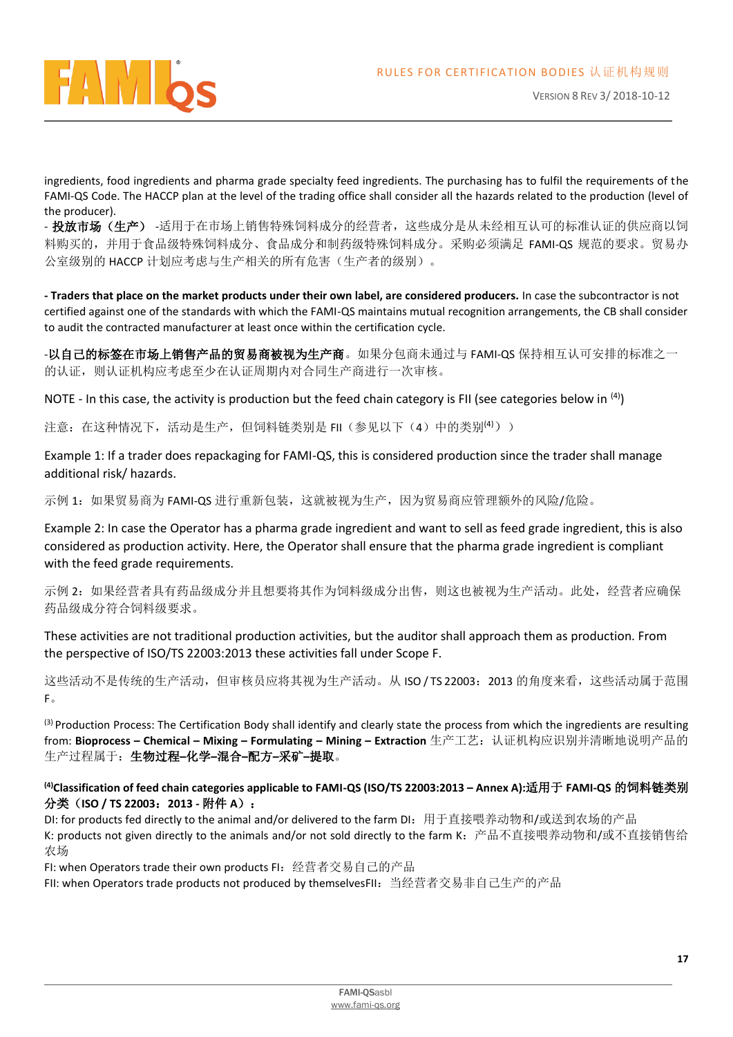ingredients, food ingredients and pharma grade specialty feed ingredients. The purchasing has to fulfil the requirements of the FAMI-QS Code. The HACCP plan at the level of the trading office shall consider all the hazards related to the production (level of the producer).

- **投放市场（生产）** -适用于在市场上销售特殊饲料成分的经营者，这些成分是从未经相互认可的标准认证的供应商以饲料购买的，并用于食品级特殊饲料成分、食品成分和制药级特殊饲料成分。采购必须满足 FAMI-QS 规范的要求。贸易办公室级别的 HACCP 计划应考虑与生产相关的所有危害（生产者的级别）。

**- Traders that place on the market products under their own label, are considered producers.** In case the subcontractor is not certified against one of the standards with which the FAMI-QS maintains mutual recognition arrangements, the CB shall consider to audit the contracted manufacturer at least once within the certification cycle.

-**以自己的标签在市场上销售产品的贸易商被视为生产商**。如果分包商未通过与 FAMI-QS 保持相互认可安排的标准之一的认证，则认证机构应考虑至少在认证周期内对合同生产商进行一次审核。

NOTE - In this case, the activity is production but the feed chain category is FII (see categories below in [(4)])

注意：在这种情况下，活动是生产，但饲料链类别是 FII（参见以下（4）中的类别[(4)]））

Example 1: If a trader does repackaging for FAMI-QS, this is considered production since the trader shall manage additional risk/ hazards.

示例 1：如果贸易商为 FAMI-QS 进行重新包装，这就被视为生产，因为贸易商应管理额外的风险/危险。

Example 2: In case the Operator has a pharma grade ingredient and want to sell as feed grade ingredient, this is also considered as production activity. Here, the Operator shall ensure that the pharma grade ingredient is compliant with the feed grade requirements.

示例 2：如果经营者具有药品级成分并且想要将其作为饲料级成分出售，则这也被视为生产活动。此处，经营者应确保药品级成分符合饲料级要求。

These activities are not traditional production activities, but the auditor shall approach them as production. From the perspective of ISO/TS 22003:2013 these activities fall under Scope F.

这些活动不是传统的生产活动，但审核员应将其视为生产活动。从 ISO / TS 22003：2013 的角度来看，这些活动属于范围 F。

[(3)] Production Process: The Certification Body shall identify and clearly state the process from which the ingredients are resulting from: **Bioprocess – Chemical – Mixing – Formulating – Mining – Extraction** 生产工艺：认证机构应识别并清晰地说明产品的生产过程属于：**生物过程–化学–混合–配方–采矿–提取**。

**[(4)]Classification of feed chain categories applicable to FAMI-QS (ISO/TS 22003:2013 – Annex A):适用于 FAMI-QS 的饲料链类别分类（ISO / TS 22003：2013 - 附件 A）：**

DI: for products fed directly to the animal and/or delivered to the farm DI：用于直接喂养动物和/或送到农场的产品

K: products not given directly to the animals and/or not sold directly to the farm K：产品不直接喂养动物和/或不直接销售给农场

FI: when Operators trade their own products FI：经营者交易自己的产品

FII: when Operators trade products not produced by themselvesFII：当经营者交易非自己生产的产品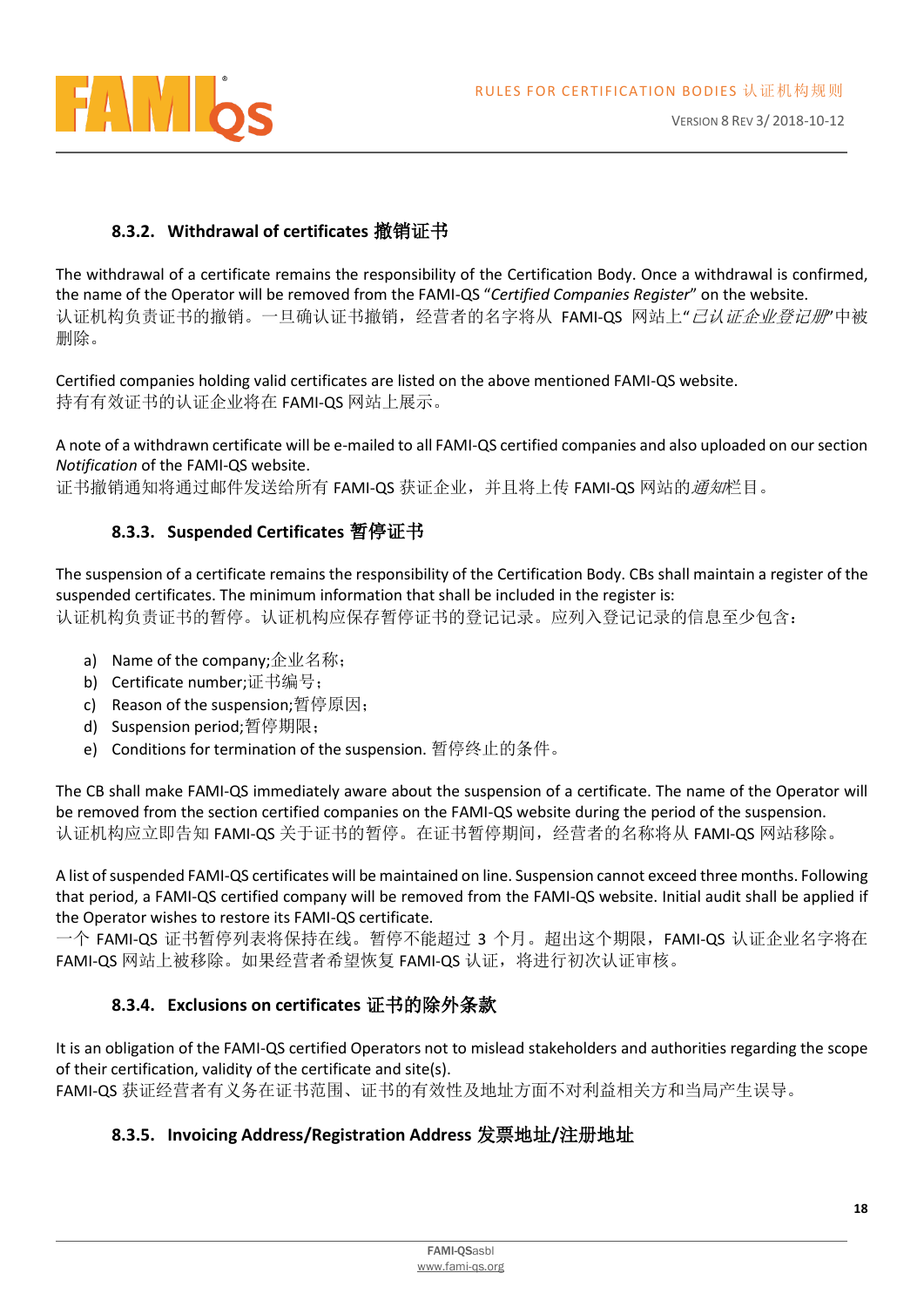### 8.3.2. Withdrawal of certificates 撤销证书

The withdrawal of a certificate remains the responsibility of the Certification Body. Once a withdrawal is confirmed, the name of the Operator will be removed from the FAMI-QS "*Certified Companies Register*" on the website.
认证机构负责证书的撤销。一旦确认证书撤销，经营者的名字将从 FAMI-QS 网站上"*已认证企业登记册*"中被删除。

Certified companies holding valid certificates are listed on the above mentioned FAMI-QS website.
持有有效证书的认证企业将在 FAMI-QS 网站上展示。

A note of a withdrawn certificate will be e-mailed to all FAMI-QS certified companies and also uploaded on our section *Notification* of the FAMI-QS website.
证书撤销通知将通过邮件发送给所有 FAMI-QS 获证企业，并且将上传 FAMI-QS 网站的*通知*栏目。

### 8.3.3. Suspended Certificates 暂停证书

The suspension of a certificate remains the responsibility of the Certification Body. CBs shall maintain a register of the suspended certificates. The minimum information that shall be included in the register is:
认证机构负责证书的暂停。认证机构应保存暂停证书的登记记录。应列入登记记录的信息至少包含：

a) Name of the company;企业名称；
b) Certificate number;证书编号；
c) Reason of the suspension;暂停原因；
d) Suspension period;暂停期限；
e) Conditions for termination of the suspension. 暂停终止的条件。

The CB shall make FAMI-QS immediately aware about the suspension of a certificate. The name of the Operator will be removed from the section certified companies on the FAMI-QS website during the period of the suspension.
认证机构应立即告知 FAMI-QS 关于证书的暂停。在证书暂停期间，经营者的名称将从 FAMI-QS 网站移除。

A list of suspended FAMI-QS certificates will be maintained on line. Suspension cannot exceed three months. Following that period, a FAMI-QS certified company will be removed from the FAMI-QS website. Initial audit shall be applied if the Operator wishes to restore its FAMI-QS certificate.
一个 FAMI-QS 证书暂停列表将保持在线。暂停不能超过 3 个月。超出这个期限，FAMI-QS 认证企业名字将在 FAMI-QS 网站上被移除。如果经营者希望恢复 FAMI-QS 认证，将进行初次认证审核。

### 8.3.4. Exclusions on certificates 证书的除外条款

It is an obligation of the FAMI-QS certified Operators not to mislead stakeholders and authorities regarding the scope of their certification, validity of the certificate and site(s).
FAMI-QS 获证经营者有义务在证书范围、证书的有效性及地址方面不对利益相关方和当局产生误导。

### 8.3.5. Invoicing Address/Registration Address 发票地址/注册地址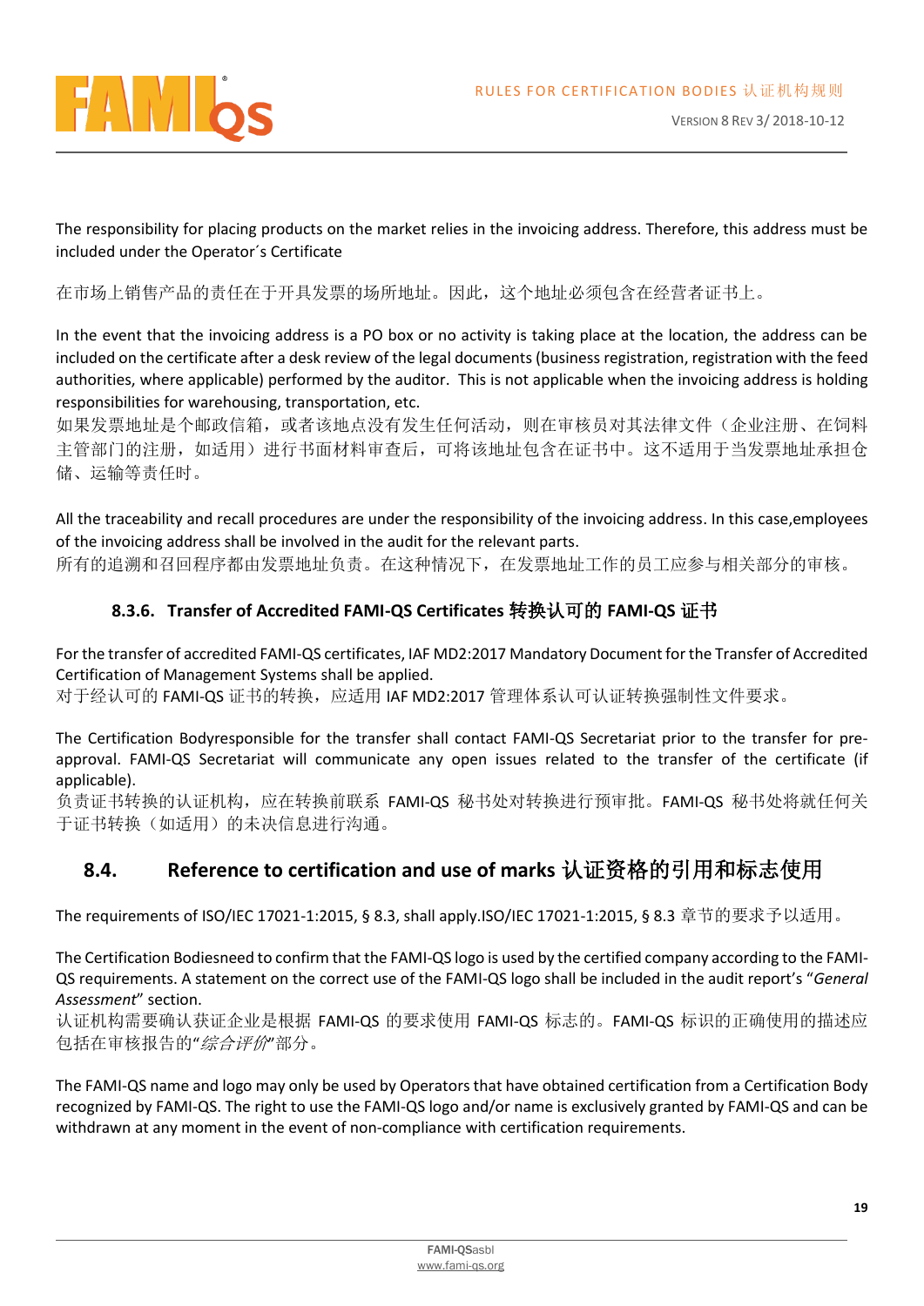The responsibility for placing products on the market relies in the invoicing address. Therefore, this address must be included under the Operator´s Certificate

在市场上销售产品的责任在于开具发票的场所地址。因此，这个地址必须包含在经营者证书上。

In the event that the invoicing address is a PO box or no activity is taking place at the location, the address can be included on the certificate after a desk review of the legal documents (business registration, registration with the feed authorities, where applicable) performed by the auditor. This is not applicable when the invoicing address is holding responsibilities for warehousing, transportation, etc.
如果发票地址是个邮政信箱，或者该地点没有发生任何活动，则在审核员对其法律文件（企业注册、在饲料主管部门的注册，如适用）进行书面材料审查后，可将该地址包含在证书中。这不适用于当发票地址承担仓储、运输等责任时。

All the traceability and recall procedures are under the responsibility of the invoicing address. In this case,employees of the invoicing address shall be involved in the audit for the relevant parts.
所有的追溯和召回程序都由发票地址负责。在这种情况下，在发票地址工作的员工应参与相关部分的审核。

#### 8.3.6. Transfer of Accredited FAMI-QS Certificates 转换认可的 FAMI-QS 证书

For the transfer of accredited FAMI-QS certificates, IAF MD2:2017 Mandatory Document for the Transfer of Accredited Certification of Management Systems shall be applied.
对于经认可的 FAMI-QS 证书的转换，应适用 IAF MD2:2017 管理体系认可认证转换强制性文件要求。

The Certification Bodyresponsible for the transfer shall contact FAMI-QS Secretariat prior to the transfer for pre-approval. FAMI-QS Secretariat will communicate any open issues related to the transfer of the certificate (if applicable).
负责证书转换的认证机构，应在转换前联系 FAMI-QS 秘书处对转换进行预审批。FAMI-QS 秘书处将就任何相关于证书转换（如适用）的未决信息进行沟通。

### 8.4. Reference to certification and use of marks 认证资格的引用和标志使用

The requirements of ISO/IEC 17021-1:2015, § 8.3, shall apply.ISO/IEC 17021-1:2015, § 8.3 章节的要求予以适用。

The Certification Bodiesneed to confirm that the FAMI-QS logo is used by the certified company according to the FAMI-QS requirements. A statement on the correct use of the FAMI-QS logo shall be included in the audit report's "*General Assessment*" section.
认证机构需要确认获证企业是根据 FAMI-QS 的要求使用 FAMI-QS 标志的。FAMI-QS 标识的正确使用的描述应包括在审核报告的"*综合评价*"部分。

The FAMI-QS name and logo may only be used by Operators that have obtained certification from a Certification Body recognized by FAMI-QS. The right to use the FAMI-QS logo and/or name is exclusively granted by FAMI-QS and can be withdrawn at any moment in the event of non-compliance with certification requirements.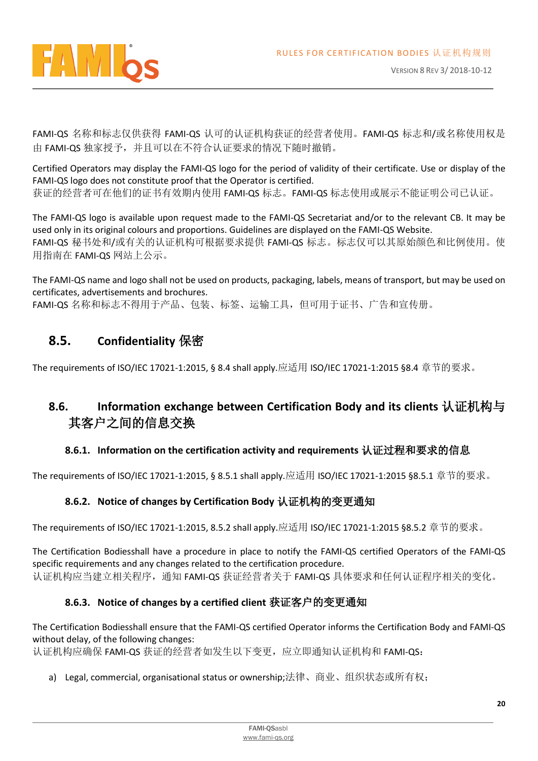FAMI-QS 名称和标志仅供获得 FAMI-QS 认可的认证机构获证的经营者使用。FAMI-QS 标志和/或名称使用权是由 FAMI-QS 独家授予，并且可以在不符合认证要求的情况下随时撤销。

Certified Operators may display the FAMI-QS logo for the period of validity of their certificate. Use or display of the FAMI-QS logo does not constitute proof that the Operator is certified.
获证的经营者可在他们的证书有效期内使用 FAMI-QS 标志。FAMI-QS 标志使用或展示不能证明公司已认证。

The FAMI-QS logo is available upon request made to the FAMI-QS Secretariat and/or to the relevant CB. It may be used only in its original colours and proportions. Guidelines are displayed on the FAMI-QS Website.
FAMI-QS 秘书处和/或有关的认证机构可根据要求提供 FAMI-QS 标志。标志仅可以其原始颜色和比例使用。使用指南在 FAMI-QS 网站上公示。

The FAMI-QS name and logo shall not be used on products, packaging, labels, means of transport, but may be used on certificates, advertisements and brochures.
FAMI-QS 名称和标志不得用于产品、包装、标签、运输工具，但可用于证书、广告和宣传册。

## 8.5. Confidentiality 保密

The requirements of ISO/IEC 17021-1:2015, § 8.4 shall apply.应适用 ISO/IEC 17021-1:2015 §8.4 章节的要求。

## 8.6. Information exchange between Certification Body and its clients 认证机构与其客户之间的信息交换

### 8.6.1. Information on the certification activity and requirements 认证过程和要求的信息

The requirements of ISO/IEC 17021-1:2015, § 8.5.1 shall apply.应适用 ISO/IEC 17021-1:2015 §8.5.1 章节的要求。

### 8.6.2. Notice of changes by Certification Body 认证机构的变更通知

The requirements of ISO/IEC 17021-1:2015, 8.5.2 shall apply.应适用 ISO/IEC 17021-1:2015 §8.5.2 章节的要求。

The Certification Bodiesshall have a procedure in place to notify the FAMI-QS certified Operators of the FAMI-QS specific requirements and any changes related to the certification procedure.
认证机构应当建立相关程序，通知 FAMI-QS 获证经营者关于 FAMI-QS 具体要求和任何认证程序相关的变化。

### 8.6.3. Notice of changes by a certified client 获证客户的变更通知

The Certification Bodiesshall ensure that the FAMI-QS certified Operator informs the Certification Body and FAMI-QS without delay, of the following changes:
认证机构应确保 FAMI-QS 获证的经营者如发生以下变更，应立即通知认证机构和 FAMI-QS：

a) Legal, commercial, organisational status or ownership;法律、商业、组织状态或所有权；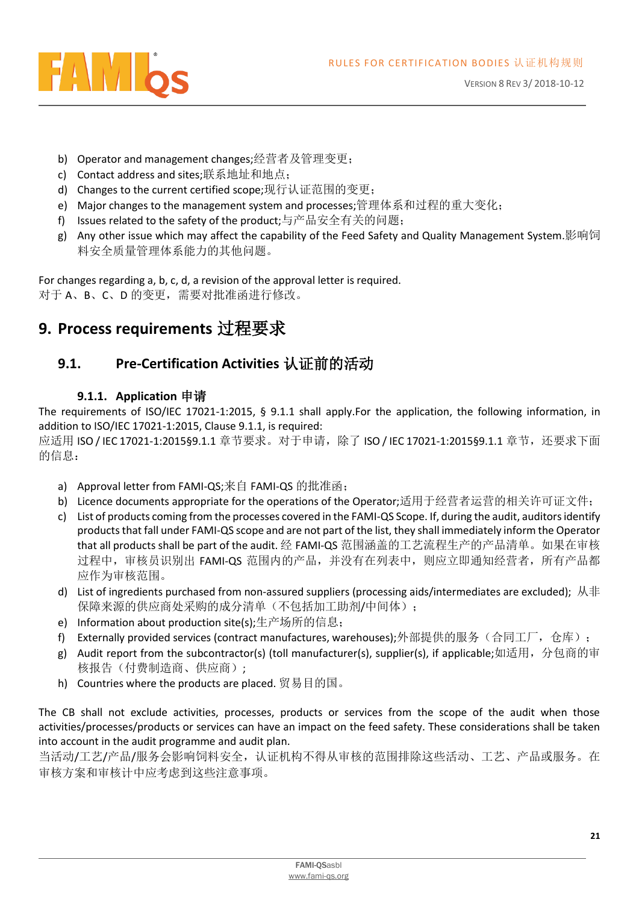b) Operator and management changes;经营者及管理变更；
c) Contact address and sites;联系地址和地点；
d) Changes to the current certified scope;现行认证范围的变更；
e) Major changes to the management system and processes;管理体系和过程的重大变化；
f) Issues related to the safety of the product;与产品安全有关的问题；
g) Any other issue which may affect the capability of the Feed Safety and Quality Management System.影响饲料安全质量管理体系能力的其他问题。

For changes regarding a, b, c, d, a revision of the approval letter is required.
对于 A、B、C、D 的变更，需要对批准函进行修改。

# 9. Process requirements 过程要求

## 9.1. Pre-Certification Activities 认证前的活动

### 9.1.1. Application 申请

The requirements of ISO/IEC 17021-1:2015, § 9.1.1 shall apply.For the application, the following information, in addition to ISO/IEC 17021-1:2015, Clause 9.1.1, is required:
应适用 ISO / IEC 17021-1:2015§9.1.1 章节要求。对于申请，除了 ISO / IEC 17021-1:2015§9.1.1 章节，还要求下面的信息：

a) Approval letter from FAMI-QS;来自 FAMI-QS 的批准函；
b) Licence documents appropriate for the operations of the Operator;适用于经营者运营的相关许可证文件；
c) List of products coming from the processes covered in the FAMI-QS Scope. If, during the audit, auditors identify products that fall under FAMI-QS scope and are not part of the list, they shall immediately inform the Operator that all products shall be part of the audit. 经 FAMI-QS 范围涵盖的工艺流程生产的产品清单。如果在审核过程中，审核员识别出 FAMI-QS 范围内的产品，并没有在列表中，则应立即通知经营者，所有产品都应作为审核范围。
d) List of ingredients purchased from non-assured suppliers (processing aids/intermediates are excluded); 从非保障来源的供应商处采购的成分清单（不包括加工助剂/中间体）；
e) Information about production site(s);生产场所的信息；
f) Externally provided services (contract manufactures, warehouses);外部提供的服务（合同工厂，仓库）；
g) Audit report from the subcontractor(s) (toll manufacturer(s), supplier(s), if applicable;如适用，分包商的审核报告（付费制造商、供应商）；
h) Countries where the products are placed. 贸易目的国。

The CB shall not exclude activities, processes, products or services from the scope of the audit when those activities/processes/products or services can have an impact on the feed safety. These considerations shall be taken into account in the audit programme and audit plan.
当活动/工艺/产品/服务会影响饲料安全，认证机构不得从审核的范围排除这些活动、工艺、产品或服务。在审核方案和审核计中应考虑到这些注意事项。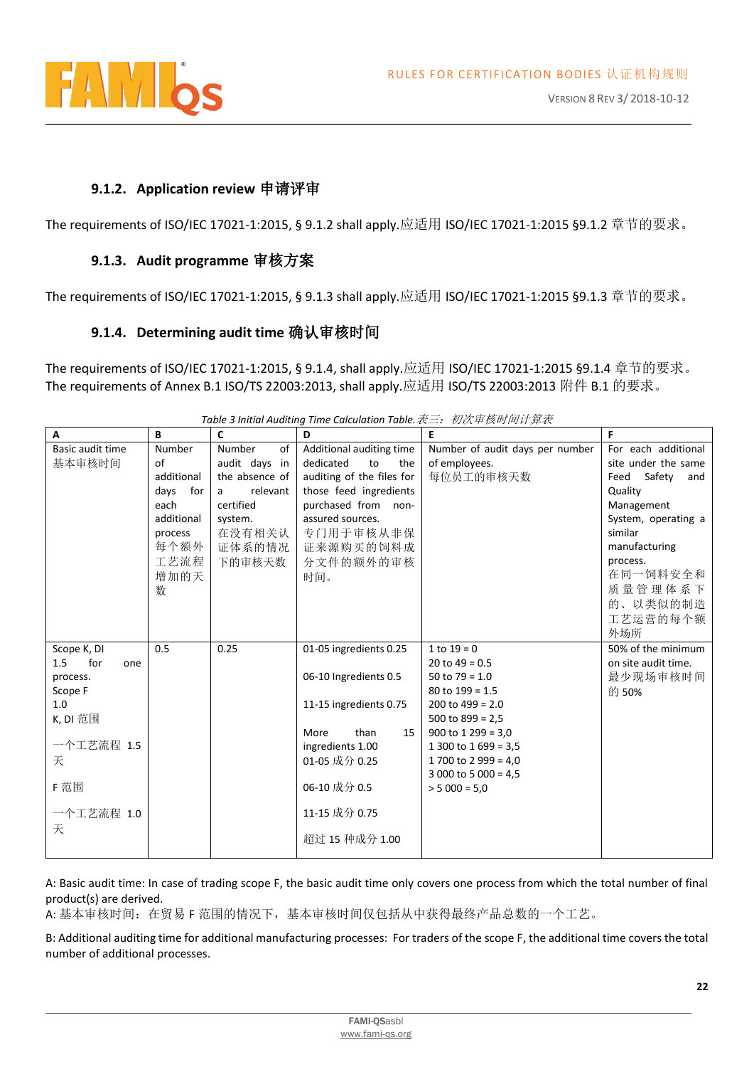### 9.1.2. Application review 申请评审

The requirements of ISO/IEC 17021-1:2015, § 9.1.2 shall apply.应适用 ISO/IEC 17021-1:2015 §9.1.2 章节的要求。

### 9.1.3. Audit programme 审核方案

The requirements of ISO/IEC 17021-1:2015, § 9.1.3 shall apply.应适用 ISO/IEC 17021-1:2015 §9.1.3 章节的要求。

### 9.1.4. Determining audit time 确认审核时间

The requirements of ISO/IEC 17021-1:2015, § 9.1.4, shall apply.应适用 ISO/IEC 17021-1:2015 §9.1.4 章节的要求。
The requirements of Annex B.1 ISO/TS 22003:2013, shall apply.应适用 ISO/TS 22003:2013 附件 B.1 的要求。

*Table 3 Initial Auditing Time Calculation Table.* *表三：初次审核时间计算表*

| A | B | C | D | E | F |
|---|---|---|---|---|---|
| Basic audit time 基本审核时间 | Number of additional days for each additional process 每个额外工艺流程增加的天数 | Number of audit days in the absence of a relevant certified system. 在没有相关认证体系的情况下的审核天数 | Additional auditing time dedicated to the auditing of the files for those feed ingredients purchased from non-assured sources. 专门用于审核从非保证来源购买的饲料成分文件的额外的审核时间。 | Number of audit days per number of employees. 每位员工的审核天数 | For each additional site under the same Feed Safety and Quality Management System, operating a similar manufacturing process. 在同一饲料安全和质量管理体系下的、以类似的制造工艺运营的每个额外场所 |
| Scope K, DI<br>1.5 for one process.<br>Scope F<br>1.0<br>K, DI 范围<br>一个工艺流程 1.5 天<br>F 范围<br>一个工艺流程 1.0 天 | 0.5 | 0.25 | 01-05 ingredients 0.25<br>06-10 Ingredients 0.5<br>11-15 ingredients 0.75<br>More than 15 ingredients 1.00<br>01-05 成分 0.25<br>06-10 成分 0.5<br>11-15 成分 0.75<br>超过 15 种成分 1.00 | 1 to 19 = 0<br>20 to 49 = 0.5<br>50 to 79 = 1.0<br>80 to 199 = 1.5<br>200 to 499 = 2.0<br>500 to 899 = 2,5<br>900 to 1 299 = 3,0<br>1 300 to 1 699 = 3,5<br>1 700 to 2 999 = 4,0<br>3 000 to 5 000 = 4,5<br>> 5 000 = 5,0 | 50% of the minimum on site audit time.<br>最少现场审核时间的 50% |

A: Basic audit time: In case of trading scope F, the basic audit time only covers one process from which the total number of final product(s) are derived.
A: 基本审核时间：在贸易 F 范围的情况下，基本审核时间仅包括从中获得最终产品总数的一个工艺。

B: Additional auditing time for additional manufacturing processes: For traders of the scope F, the additional time covers the total number of additional processes.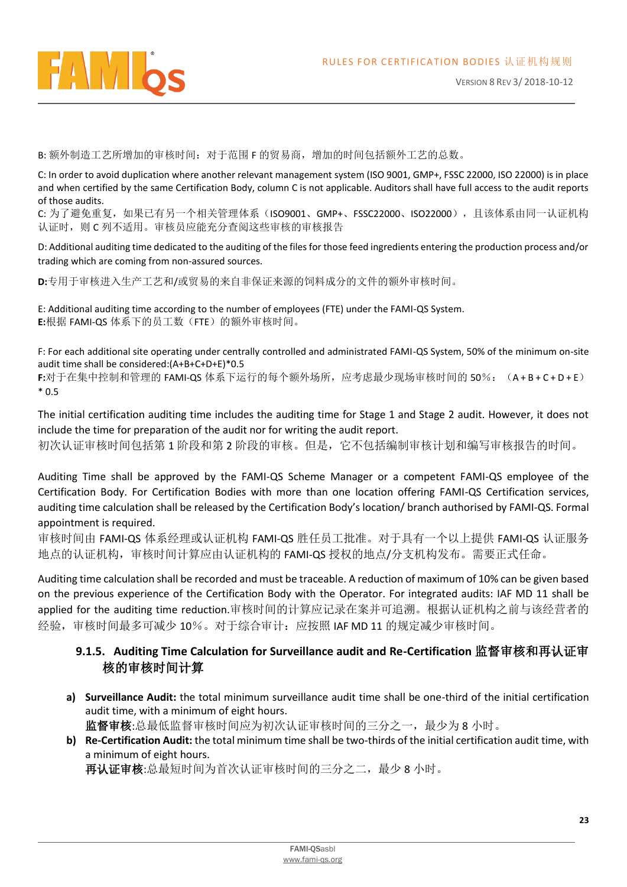B: 额外制造工艺所增加的审核时间：对于范围 F 的贸易商，增加的时间包括额外工艺的总数。

C: In order to avoid duplication where another relevant management system (ISO 9001, GMP+, FSSC 22000, ISO 22000) is in place and when certified by the same Certification Body, column C is not applicable. Auditors shall have full access to the audit reports of those audits.
C: 为了避免重复，如果已有另一个相关管理体系（ISO9001、GMP+、FSSC22000、ISO22000），且该体系由同一认证机构认证时，则 C 列不适用。审核员应能充分查阅这些审核的审核报告

D: Additional auditing time dedicated to the auditing of the files for those feed ingredients entering the production process and/or trading which are coming from non-assured sources.

**D:**专用于审核进入生产工艺和/或贸易的来自非保证来源的饲料成分的文件的额外审核时间。

E: Additional auditing time according to the number of employees (FTE) under the FAMI-QS System.
**E:**根据 FAMI-QS 体系下的员工数（FTE）的额外审核时间。

F: For each additional site operating under centrally controlled and administrated FAMI-QS System, 50% of the minimum on-site audit time shall be considered:(A+B+C+D+E)*0.5
**F:**对于在集中控制和管理的 FAMI-QS 体系下运行的每个额外场所，应考虑最少现场审核时间的 50%：（A + B + C + D + E）* 0.5

The initial certification auditing time includes the auditing time for Stage 1 and Stage 2 audit. However, it does not include the time for preparation of the audit nor for writing the audit report.
初次认证审核时间包括第 1 阶段和第 2 阶段的审核。但是，它不包括编制审核计划和编写审核报告的时间。

Auditing Time shall be approved by the FAMI-QS Scheme Manager or a competent FAMI-QS employee of the Certification Body. For Certification Bodies with more than one location offering FAMI-QS Certification services, auditing time calculation shall be released by the Certification Body's location/ branch authorised by FAMI-QS. Formal appointment is required.
审核时间由 FAMI-QS 体系经理或认证机构 FAMI-QS 胜任员工批准。对于具有一个以上提供 FAMI-QS 认证服务地点的认证机构，审核时间计算应由认证机构的 FAMI-QS 授权的地点/分支机构发布。需要正式任命。

Auditing time calculation shall be recorded and must be traceable. A reduction of maximum of 10% can be given based on the previous experience of the Certification Body with the Operator. For integrated audits: IAF MD 11 shall be applied for the auditing time reduction.审核时间的计算应记录在案并可追溯。根据认证机构之前与该经营者的经验，审核时间最多可减少 10%。对于综合审计：应按照 IAF MD 11 的规定减少审核时间。

### 9.1.5. Auditing Time Calculation for Surveillance audit and Re-Certification 监督审核和再认证审核的审核时间计算

a) **Surveillance Audit:** the total minimum surveillance audit time shall be one-third of the initial certification audit time, with a minimum of eight hours.
**监督审核**:总最低监督审核时间应为初次认证审核时间的三分之一，最少为 8 小时。
b) **Re-Certification Audit:** the total minimum time shall be two-thirds of the initial certification audit time, with a minimum of eight hours.
**再认证审核**:总最短时间为首次认证审核时间的三分之二，最少 8 小时。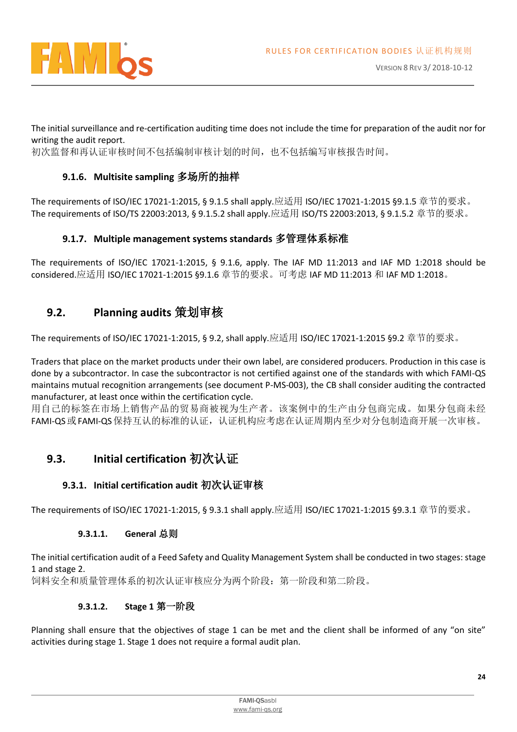The initial surveillance and re-certification auditing time does not include the time for preparation of the audit nor for writing the audit report.
初次监督和再认证审核时间不包括编制审核计划的时间，也不包括编写审核报告时间。

### 9.1.6. Multisite sampling 多场所的抽样

The requirements of ISO/IEC 17021-1:2015, § 9.1.5 shall apply.应适用 ISO/IEC 17021-1:2015 §9.1.5 章节的要求。
The requirements of ISO/TS 22003:2013, § 9.1.5.2 shall apply.应适用 ISO/TS 22003:2013, § 9.1.5.2 章节的要求。

### 9.1.7. Multiple management systems standards 多管理体系标准

The requirements of ISO/IEC 17021-1:2015, § 9.1.6, apply. The IAF MD 11:2013 and IAF MD 1:2018 should be considered.应适用 ISO/IEC 17021-1:2015 §9.1.6 章节的要求。可考虑 IAF MD 11:2013 和 IAF MD 1:2018。

## 9.2. Planning audits 策划审核

The requirements of ISO/IEC 17021-1:2015, § 9.2, shall apply.应适用 ISO/IEC 17021-1:2015 §9.2 章节的要求。

Traders that place on the market products under their own label, are considered producers. Production in this case is done by a subcontractor. In case the subcontractor is not certified against one of the standards with which FAMI-QS maintains mutual recognition arrangements (see document P-MS-003), the CB shall consider auditing the contracted manufacturer, at least once within the certification cycle.
用自己的标签在市场上销售产品的贸易商被视为生产者。该案例中的生产由分包商完成。如果分包商未经 FAMI-QS 或 FAMI-QS 保持互认的标准的认证，认证机构应考虑在认证周期内至少对分包制造商开展一次审核。

## 9.3. Initial certification 初次认证

### 9.3.1. Initial certification audit 初次认证审核

The requirements of ISO/IEC 17021-1:2015, § 9.3.1 shall apply.应适用 ISO/IEC 17021-1:2015 §9.3.1 章节的要求。

#### 9.3.1.1. General 总则

The initial certification audit of a Feed Safety and Quality Management System shall be conducted in two stages: stage 1 and stage 2.
饲料安全和质量管理体系的初次认证审核应分为两个阶段：第一阶段和第二阶段。

#### 9.3.1.2. Stage 1 第一阶段

Planning shall ensure that the objectives of stage 1 can be met and the client shall be informed of any “on site” activities during stage 1. Stage 1 does not require a formal audit plan.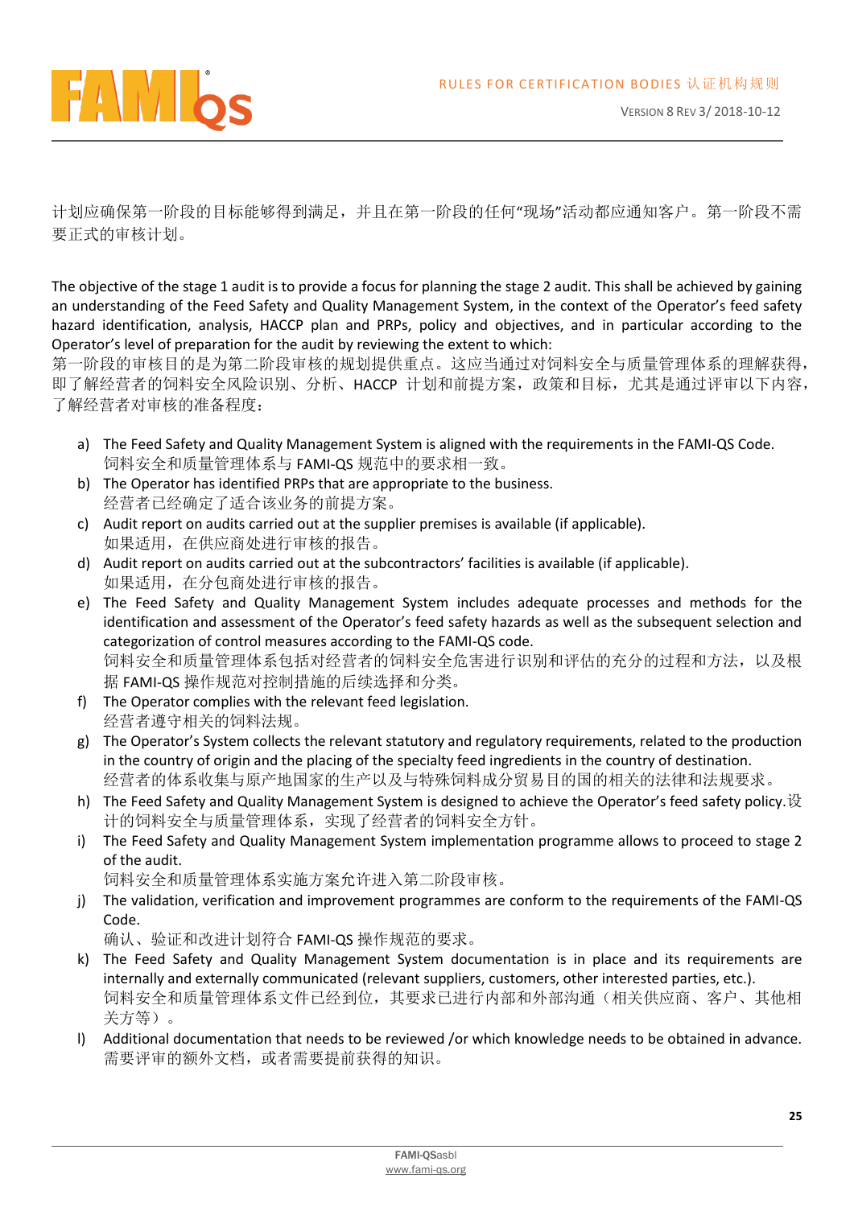计划应确保第一阶段的目标能够得到满足，并且在第一阶段的任何“现场”活动都应通知客户。第一阶段不需要正式的审核计划。

The objective of the stage 1 audit is to provide a focus for planning the stage 2 audit. This shall be achieved by gaining an understanding of the Feed Safety and Quality Management System, in the context of the Operator's feed safety hazard identification, analysis, HACCP plan and PRPs, policy and objectives, and in particular according to the Operator's level of preparation for the audit by reviewing the extent to which:
第一阶段的审核目的是为第二阶段审核的规划提供重点。这应当通过对饲料安全与质量管理体系的理解获得，即了解经营者的饲料安全风险识别、分析、HACCP 计划和前提方案，政策和目标，尤其是通过评审以下内容，了解经营者对审核的准备程度：

a) The Feed Safety and Quality Management System is aligned with the requirements in the FAMI-QS Code.
饲料安全和质量管理体系与 FAMI-QS 规范中的要求相一致。
b) The Operator has identified PRPs that are appropriate to the business.
经营者已经确定了适合该业务的前提方案。
c) Audit report on audits carried out at the supplier premises is available (if applicable).
如果适用，在供应商处进行审核的报告。
d) Audit report on audits carried out at the subcontractors' facilities is available (if applicable).
如果适用，在分包商处进行审核的报告。
e) The Feed Safety and Quality Management System includes adequate processes and methods for the identification and assessment of the Operator's feed safety hazards as well as the subsequent selection and categorization of control measures according to the FAMI-QS code.
饲料安全和质量管理体系包括对经营者的饲料安全危害进行识别和评估的充分的过程和方法，以及根据 FAMI-QS 操作规范对控制措施的后续选择和分类。
f) The Operator complies with the relevant feed legislation.
经营者遵守相关的饲料法规。
g) The Operator's System collects the relevant statutory and regulatory requirements, related to the production in the country of origin and the placing of the specialty feed ingredients in the country of destination.
经营者的体系收集与原产地国家的生产以及与特殊饲料成分贸易目的国的相关的法律和法规要求。
h) The Feed Safety and Quality Management System is designed to achieve the Operator's feed safety policy.设计的饲料安全与质量管理体系，实现了经营者的饲料安全方针。
i) The Feed Safety and Quality Management System implementation programme allows to proceed to stage 2 of the audit.
饲料安全和质量管理体系实施方案允许进入第二阶段审核。
j) The validation, verification and improvement programmes are conform to the requirements of the FAMI-QS Code.
确认、验证和改进计划符合 FAMI-QS 操作规范的要求。
k) The Feed Safety and Quality Management System documentation is in place and its requirements are internally and externally communicated (relevant suppliers, customers, other interested parties, etc.).
饲料安全和质量管理体系文件已经到位，其要求已进行内部和外部沟通（相关供应商、客户、其他相关方等）。
l) Additional documentation that needs to be reviewed /or which knowledge needs to be obtained in advance.
需要评审的额外文档，或者需要提前获得的知识。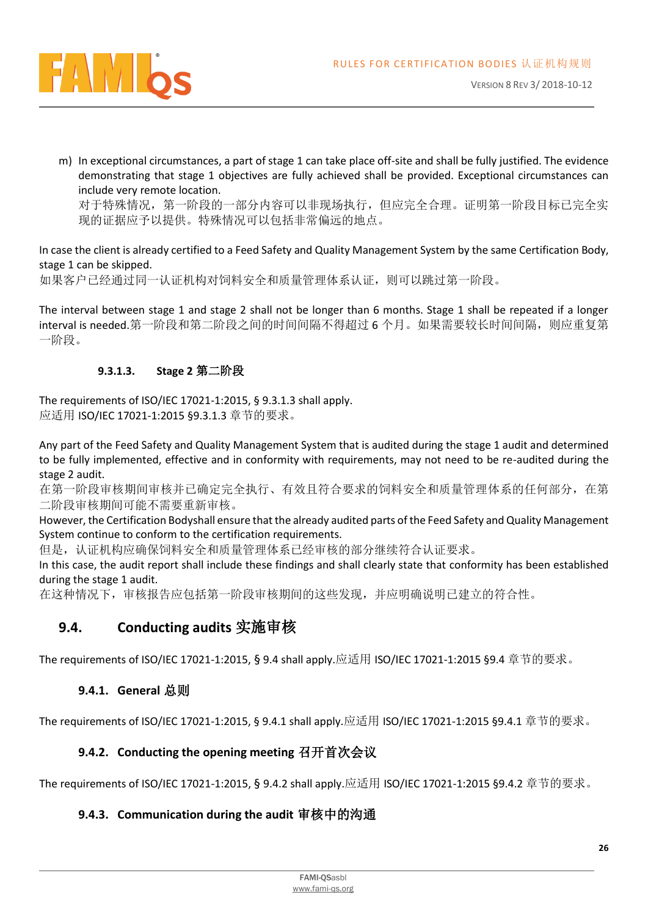m) In exceptional circumstances, a part of stage 1 can take place off-site and shall be fully justified. The evidence demonstrating that stage 1 objectives are fully achieved shall be provided. Exceptional circumstances can include very remote location.
对于特殊情况，第一阶段的一部分内容可以非现场执行，但应完全合理。证明第一阶段目标已完全实现的证据应予以提供。特殊情况可以包括非常偏远的地点。

In case the client is already certified to a Feed Safety and Quality Management System by the same Certification Body, stage 1 can be skipped.
如果客户已经通过同一认证机构对饲料安全和质量管理体系认证，则可以跳过第一阶段。

The interval between stage 1 and stage 2 shall not be longer than 6 months. Stage 1 shall be repeated if a longer interval is needed.第一阶段和第二阶段之间的时间间隔不得超过 6 个月。如果需要较长时间间隔，则应重复第一阶段。

#### 9.3.1.3. Stage 2 第二阶段

The requirements of ISO/IEC 17021-1:2015, § 9.3.1.3 shall apply.
应适用 ISO/IEC 17021-1:2015 §9.3.1.3 章节的要求。

Any part of the Feed Safety and Quality Management System that is audited during the stage 1 audit and determined to be fully implemented, effective and in conformity with requirements, may not need to be re-audited during the stage 2 audit.
在第一阶段审核期间审核并已确定完全执行、有效且符合要求的饲料安全和质量管理体系的任何部分，在第二阶段审核期间可能不需要重新审核。
However, the Certification Bodyshall ensure that the already audited parts of the Feed Safety and Quality Management System continue to conform to the certification requirements.
但是，认证机构应确保饲料安全和质量管理体系已经审核的部分继续符合认证要求。
In this case, the audit report shall include these findings and shall clearly state that conformity has been established during the stage 1 audit.
在这种情况下，审核报告应包括第一阶段审核期间的这些发现，并应明确说明已建立的符合性。

## 9.4. Conducting audits 实施审核

The requirements of ISO/IEC 17021-1:2015, § 9.4 shall apply.应适用 ISO/IEC 17021-1:2015 §9.4 章节的要求。

### 9.4.1. General 总则

The requirements of ISO/IEC 17021-1:2015, § 9.4.1 shall apply.应适用 ISO/IEC 17021-1:2015 §9.4.1 章节的要求。

### 9.4.2. Conducting the opening meeting 召开首次会议

The requirements of ISO/IEC 17021-1:2015, § 9.4.2 shall apply.应适用 ISO/IEC 17021-1:2015 §9.4.2 章节的要求。

### 9.4.3. Communication during the audit 审核中的沟通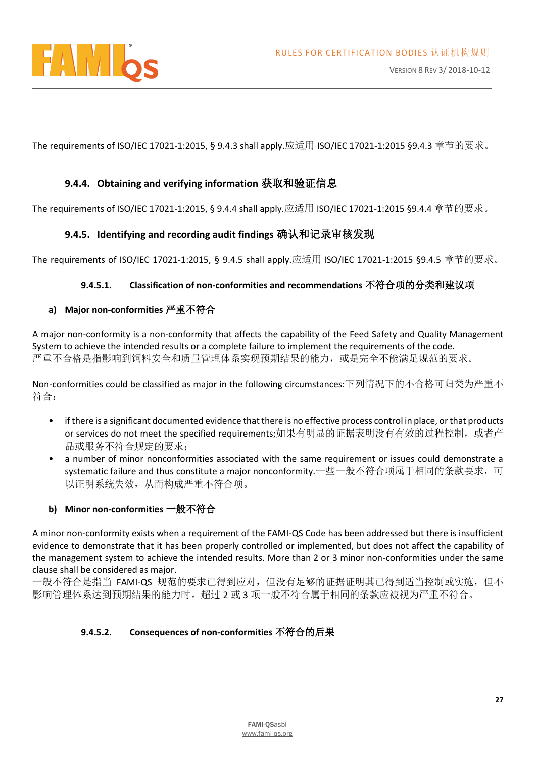The requirements of ISO/IEC 17021-1:2015, § 9.4.3 shall apply.应适用 ISO/IEC 17021-1:2015 §9.4.3 章节的要求。

### 9.4.4. Obtaining and verifying information 获取和验证信息

The requirements of ISO/IEC 17021-1:2015, § 9.4.4 shall apply.应适用 ISO/IEC 17021-1:2015 §9.4.4 章节的要求。

### 9.4.5. Identifying and recording audit findings 确认和记录审核发现

The requirements of ISO/IEC 17021-1:2015, § 9.4.5 shall apply.应适用 ISO/IEC 17021-1:2015 §9.4.5 章节的要求。

#### 9.4.5.1. Classification of non-conformities and recommendations 不符合项的分类和建议项

**a) Major non-conformities 严重不符合**

A major non-conformity is a non-conformity that affects the capability of the Feed Safety and Quality Management System to achieve the intended results or a complete failure to implement the requirements of the code.
严重不合格是指影响到饲料安全和质量管理体系实现预期结果的能力，或是完全不能满足规范的要求。

Non-conformities could be classified as major in the following circumstances:下列情况下的不合格可归类为严重不符合：

- if there is a significant documented evidence that there is no effective process control in place, or that products or services do not meet the specified requirements;如果有明显的证据表明没有有效的过程控制，或者产品或服务不符合规定的要求；
- a number of minor nonconformities associated with the same requirement or issues could demonstrate a systematic failure and thus constitute a major nonconformity.一些一般不符合项属于相同的条款要求，可以证明系统失效，从而构成严重不符合项。

**b) Minor non-conformities 一般不符合**

A minor non-conformity exists when a requirement of the FAMI-QS Code has been addressed but there is insufficient evidence to demonstrate that it has been properly controlled or implemented, but does not affect the capability of the management system to achieve the intended results. More than 2 or 3 minor non-conformities under the same clause shall be considered as major.
一般不符合是指当 FAMI-QS 规范的要求已得到应对，但没有足够的证据证明其已得到适当控制或实施，但不影响管理体系达到预期结果的能力时。超过 2 或 3 项一般不符合属于相同的条款应被视为严重不符合。

#### 9.4.5.2. Consequences of non-conformities 不符合的后果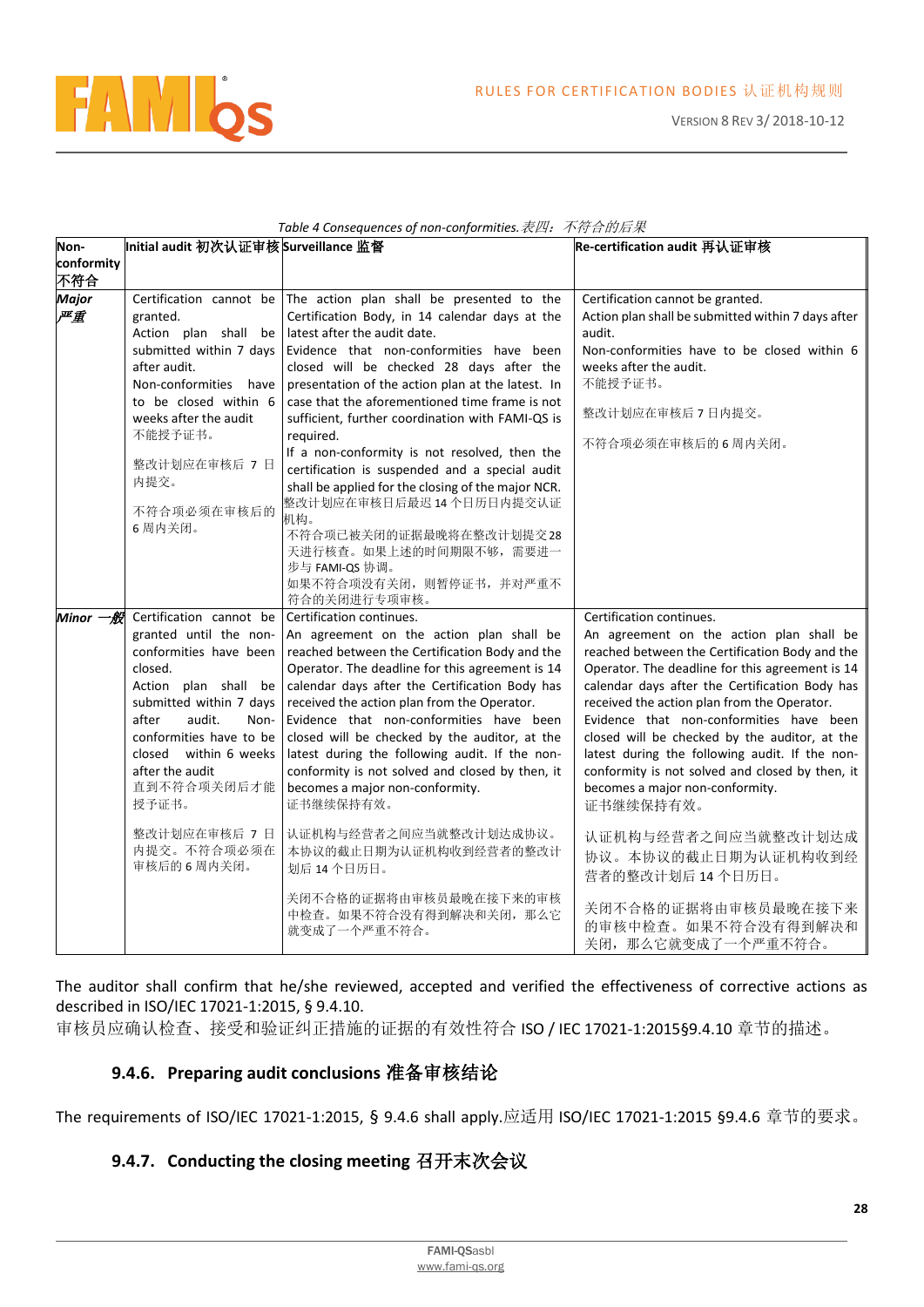*Table 4 Consequences of non-conformities. 表四：不符合的后果*

| Non-conformity 不符合 | Initial audit 初次认证审核 | Surveillance 监督 | Re-certification audit 再认证审核 |
|---|---|---|---|
| ***Major 严重*** | Certification cannot be granted.<br>Action plan shall be submitted within 7 days after audit.<br>Non-conformities have to be closed within 6 weeks after the audit<br>不能授予证书。<br>整改计划应在审核后 7 日内提交。<br>不符合项必须在审核后的 6 周内关闭。 | The action plan shall be presented to the Certification Body, in 14 calendar days at the latest after the audit date.<br>Evidence that non-conformities have been closed will be checked 28 days after the presentation of the action plan at the latest. In case that the aforementioned time frame is not sufficient, further coordination with FAMI-QS is required.<br>If a non-conformity is not resolved, then the certification is suspended and a special audit shall be applied for the closing of the major NCR.<br>整改计划应在审核日后最迟 14 个日历日内提交认证机构。<br>不符合项已被关闭的证据最晚将在整改计划提交28天进行检查。如果上述的时间期限不够，需要进一步与 FAMI-QS 协调。<br>如果不符合项没有关闭，则暂停证书，并对严重不符合的关闭进行专项审核。 | Certification cannot be granted.<br>Action plan shall be submitted within 7 days after audit.<br>Non-conformities have to be closed within 6 weeks after the audit.<br>不能授予证书。<br>整改计划应在审核后 7 日内提交。<br>不符合项必须在审核后的 6 周内关闭。 |
| ***Minor 一般*** | Certification cannot be granted until the non-conformities have been closed.<br>Action plan shall be submitted within 7 days after audit. Non-conformities have to be closed within 6 weeks after the audit<br>直到不符合项关闭后才能授予证书。<br>整改计划应在审核后 7 日内提交。不符合项必须在审核后的 6 周内关闭。 | Certification continues.<br>An agreement on the action plan shall be reached between the Certification Body and the Operator. The deadline for this agreement is 14 calendar days after the Certification Body has received the action plan from the Operator.<br>Evidence that non-conformities have been closed will be checked by the auditor, at the latest during the following audit. If the non-conformity is not solved and closed by then, it becomes a major non-conformity.<br>证书继续保持有效。<br>认证机构与经营者之间应当就整改计划达成协议。本协议的截止日期为认证机构收到经营者的整改计划后 14 个日历日。<br>关闭不合格的证据将由审核员最晚在接下来的审核中检查。如果不符合没有得到解决和关闭，那么它就变成了一个严重不符合。 | Certification continues.<br>An agreement on the action plan shall be reached between the Certification Body and the Operator. The deadline for this agreement is 14 calendar days after the Certification Body has received the action plan from the Operator.<br>Evidence that non-conformities have been closed will be checked by the auditor, at the latest during the following audit. If the non-conformity is not solved and closed by then, it becomes a major non-conformity.<br>证书继续保持有效。<br>认证机构与经营者之间应当就整改计划达成协议。本协议的截止日期为认证机构收到经营者的整改计划后 14 个日历日。<br>关闭不合格的证据将由审核员最晚在接下来的审核中检查。如果不符合没有得到解决和关闭，那么它就变成了一个严重不符合。 |

The auditor shall confirm that he/she reviewed, accepted and verified the effectiveness of corrective actions as described in ISO/IEC 17021-1:2015, § 9.4.10.
审核员应确认检查、接受和验证纠正措施的证据的有效性符合 ISO / IEC 17021-1:2015§9.4.10 章节的描述。

### 9.4.6. Preparing audit conclusions 准备审核结论

The requirements of ISO/IEC 17021-1:2015, § 9.4.6 shall apply.应适用 ISO/IEC 17021-1:2015 §9.4.6 章节的要求。

### 9.4.7. Conducting the closing meeting 召开末次会议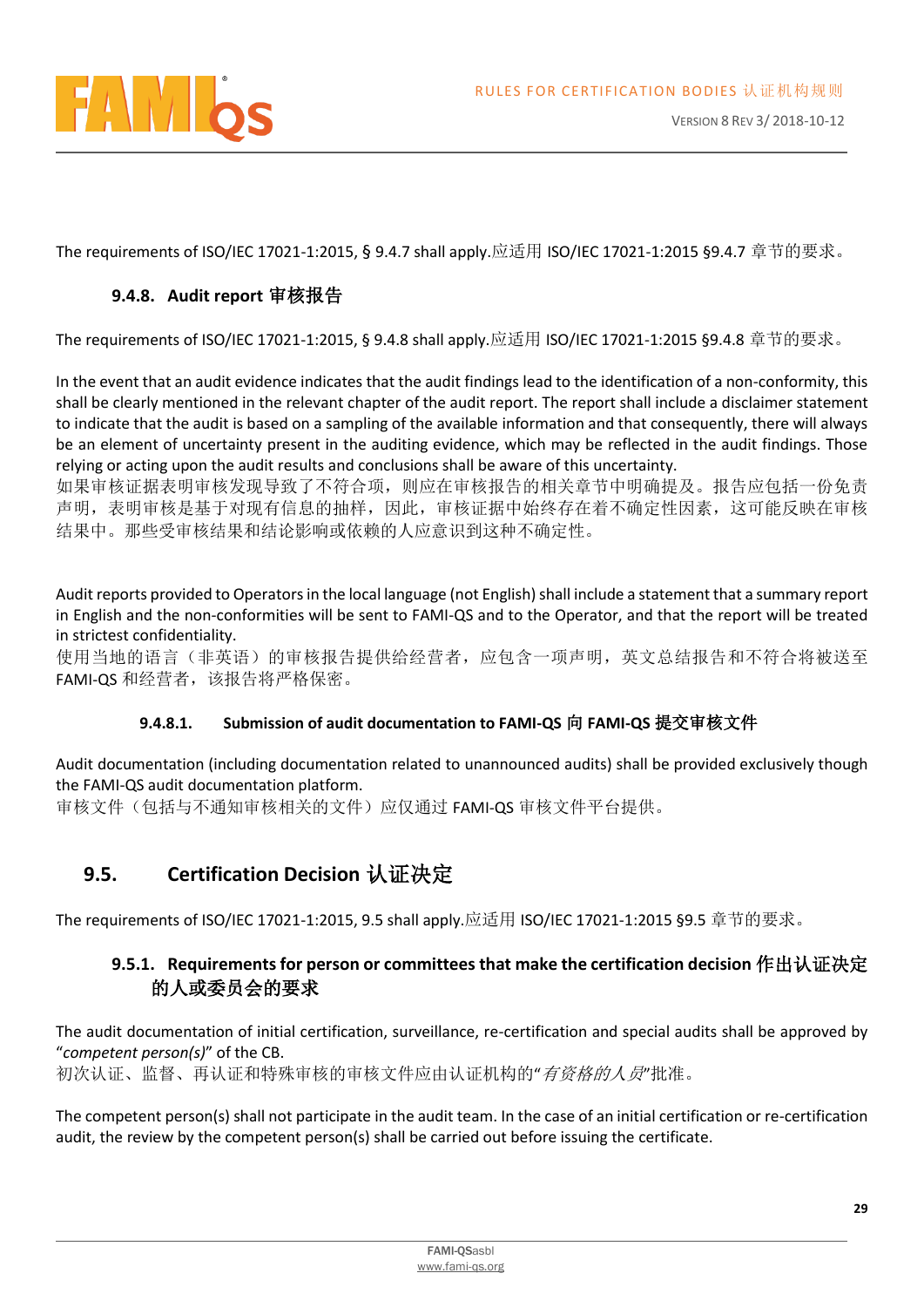The requirements of ISO/IEC 17021-1:2015, § 9.4.7 shall apply.应适用 ISO/IEC 17021-1:2015 §9.4.7 章节的要求。

### 9.4.8. Audit report 审核报告

The requirements of ISO/IEC 17021-1:2015, § 9.4.8 shall apply.应适用 ISO/IEC 17021-1:2015 §9.4.8 章节的要求。

In the event that an audit evidence indicates that the audit findings lead to the identification of a non-conformity, this shall be clearly mentioned in the relevant chapter of the audit report. The report shall include a disclaimer statement to indicate that the audit is based on a sampling of the available information and that consequently, there will always be an element of uncertainty present in the auditing evidence, which may be reflected in the audit findings. Those relying or acting upon the audit results and conclusions shall be aware of this uncertainty.
如果审核证据表明审核发现导致了不符合项，则应在审核报告的相关章节中明确提及。报告应包括一份免责声明，表明审核是基于对现有信息的抽样，因此，审核证据中始终存在着不确定性因素，这可能反映在审核结果中。那些受审核结果和结论影响或依赖的人应意识到这种不确定性。

Audit reports provided to Operators in the local language (not English) shall include a statement that a summary report in English and the non-conformities will be sent to FAMI-QS and to the Operator, and that the report will be treated in strictest confidentiality.
使用当地的语言（非英语）的审核报告提供给经营者，应包含一项声明，英文总结报告和不符合将被送至 FAMI-QS 和经营者，该报告将严格保密。

#### 9.4.8.1. Submission of audit documentation to FAMI-QS 向 FAMI-QS 提交审核文件

Audit documentation (including documentation related to unannounced audits) shall be provided exclusively though the FAMI-QS audit documentation platform.
审核文件（包括与不通知审核相关的文件）应仅通过 FAMI-QS 审核文件平台提供。

## 9.5. Certification Decision 认证决定

The requirements of ISO/IEC 17021-1:2015, 9.5 shall apply.应适用 ISO/IEC 17021-1:2015 §9.5 章节的要求。

### 9.5.1. Requirements for person or committees that make the certification decision 作出认证决定的人或委员会的要求

The audit documentation of initial certification, surveillance, re-certification and special audits shall be approved by "*competent person(s)*" of the CB.
初次认证、监督、再认证和特殊审核的审核文件应由认证机构的"*有资格的人员*"批准。

The competent person(s) shall not participate in the audit team. In the case of an initial certification or re-certification audit, the review by the competent person(s) shall be carried out before issuing the certificate.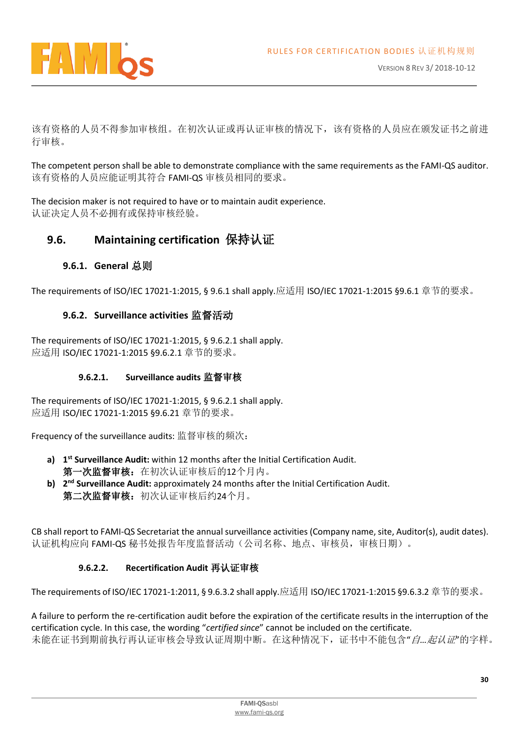该有资格的人员不得参加审核组。在初次认证或再认证审核的情况下，该有资格的人员应在颁发证书之前进行审核。

The competent person shall be able to demonstrate compliance with the same requirements as the FAMI-QS auditor.
该有资格的人员应能证明其符合 FAMI-QS 审核员相同的要求。

The decision maker is not required to have or to maintain audit experience.
认证决定人员不必拥有或保持审核经验。

## 9.6. Maintaining certification 保持认证

### 9.6.1. General 总则

The requirements of ISO/IEC 17021-1:2015, § 9.6.1 shall apply.应适用 ISO/IEC 17021-1:2015 §9.6.1 章节的要求。

### 9.6.2. Surveillance activities 监督活动

The requirements of ISO/IEC 17021-1:2015, § 9.6.2.1 shall apply.
应适用 ISO/IEC 17021-1:2015 §9.6.2.1 章节的要求。

#### 9.6.2.1. Surveillance audits 监督审核

The requirements of ISO/IEC 17021-1:2015, § 9.6.2.1 shall apply.
应适用 ISO/IEC 17021-1:2015 §9.6.21 章节的要求。

Frequency of the surveillance audits: 监督审核的频次：

a) **1st Surveillance Audit:** within 12 months after the Initial Certification Audit.
**第一次监督审核：**在初次认证审核后的12个月内。
b) **2nd Surveillance Audit:** approximately 24 months after the Initial Certification Audit.
**第二次监督审核：**初次认证审核后约24个月。

CB shall report to FAMI-QS Secretariat the annual surveillance activities (Company name, site, Auditor(s), audit dates).
认证机构应向 FAMI-QS 秘书处报告年度监督活动（公司名称、地点、审核员，审核日期）。

#### 9.6.2.2. Recertification Audit 再认证审核

The requirements of ISO/IEC 17021-1:2011, § 9.6.3.2 shall apply.应适用 ISO/IEC 17021-1:2015 §9.6.3.2 章节的要求。

A failure to perform the re-certification audit before the expiration of the certificate results in the interruption of the certification cycle. In this case, the wording "*certified since*" cannot be included on the certificate.
未能在证书到期前执行再认证审核会导致认证周期中断。在这种情况下，证书中不能包含"*自...起认证*"的字样。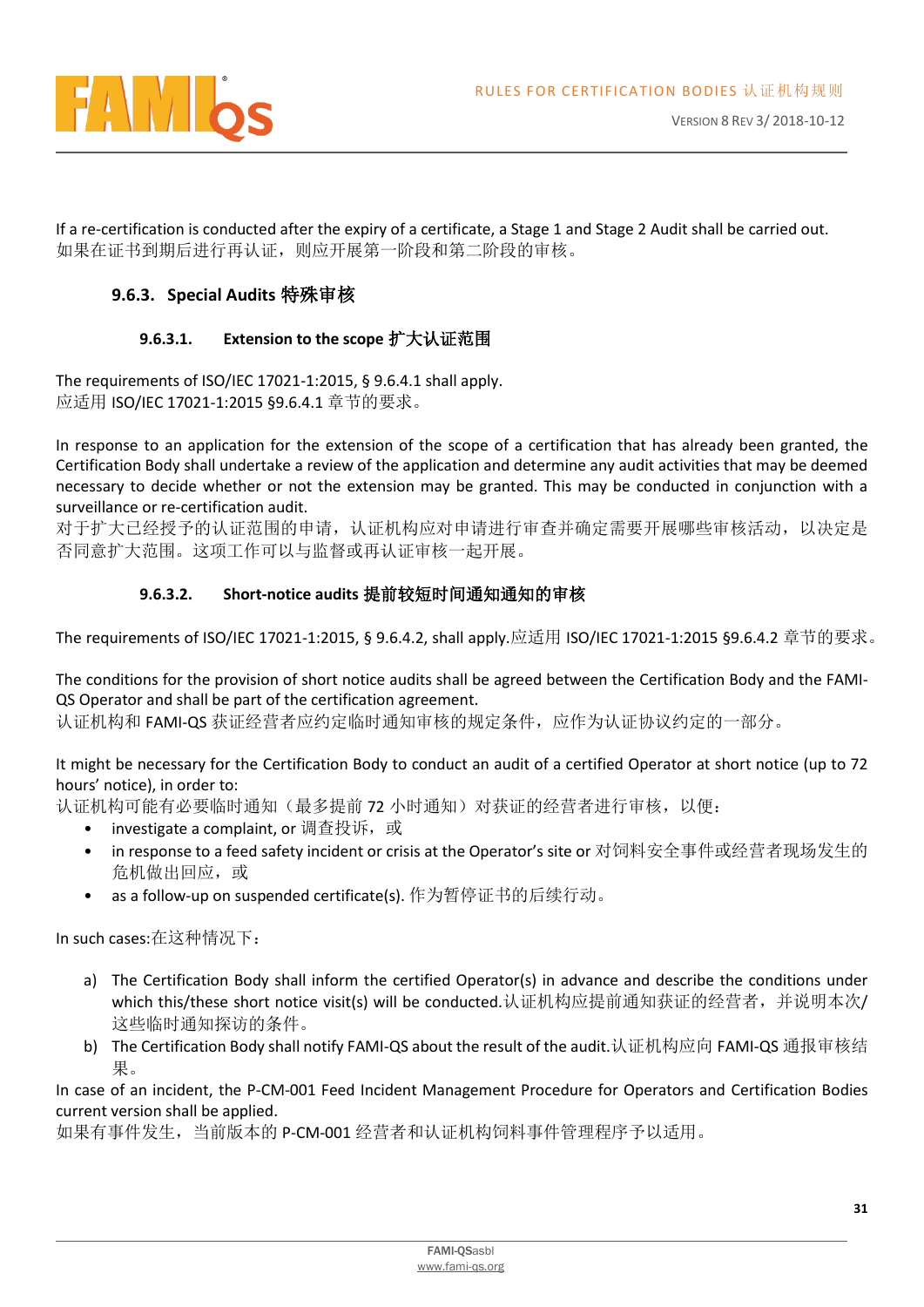If a re-certification is conducted after the expiry of a certificate, a Stage 1 and Stage 2 Audit shall be carried out.
如果在证书到期后进行再认证，则应开展第一阶段和第二阶段的审核。

### 9.6.3. Special Audits 特殊审核

#### 9.6.3.1. Extension to the scope 扩大认证范围

The requirements of ISO/IEC 17021-1:2015, § 9.6.4.1 shall apply.
应适用 ISO/IEC 17021-1:2015 §9.6.4.1 章节的要求。

In response to an application for the extension of the scope of a certification that has already been granted, the Certification Body shall undertake a review of the application and determine any audit activities that may be deemed necessary to decide whether or not the extension may be granted. This may be conducted in conjunction with a surveillance or re-certification audit.
对于扩大已经授予的认证范围的申请，认证机构应对申请进行审查并确定需要开展哪些审核活动，以决定是否同意扩大范围。这项工作可以与监督或再认证审核一起开展。

#### 9.6.3.2. Short-notice audits 提前较短时间通知通知的审核

The requirements of ISO/IEC 17021-1:2015, § 9.6.4.2, shall apply.应适用 ISO/IEC 17021-1:2015 §9.6.4.2 章节的要求。

The conditions for the provision of short notice audits shall be agreed between the Certification Body and the FAMI-QS Operator and shall be part of the certification agreement.
认证机构和 FAMI-QS 获证经营者应约定临时通知审核的规定条件，应作为认证协议约定的一部分。

It might be necessary for the Certification Body to conduct an audit of a certified Operator at short notice (up to 72 hours' notice), in order to:
认证机构可能有必要临时通知（最多提前 72 小时通知）对获证的经营者进行审核，以便：

- investigate a complaint, or 调查投诉，或
- in response to a feed safety incident or crisis at the Operator's site or 对饲料安全事件或经营者现场发生的危机做出回应，或
- as a follow-up on suspended certificate(s). 作为暂停证书的后续行动。

In such cases:在这种情况下：

a) The Certification Body shall inform the certified Operator(s) in advance and describe the conditions under which this/these short notice visit(s) will be conducted.认证机构应提前通知获证的经营者，并说明本次/这些临时通知探访的条件。
b) The Certification Body shall notify FAMI-QS about the result of the audit.认证机构应向 FAMI-QS 通报审核结果。

In case of an incident, the P-CM-001 Feed Incident Management Procedure for Operators and Certification Bodies current version shall be applied.
如果有事件发生，当前版本的 P-CM-001 经营者和认证机构饲料事件管理程序予以适用。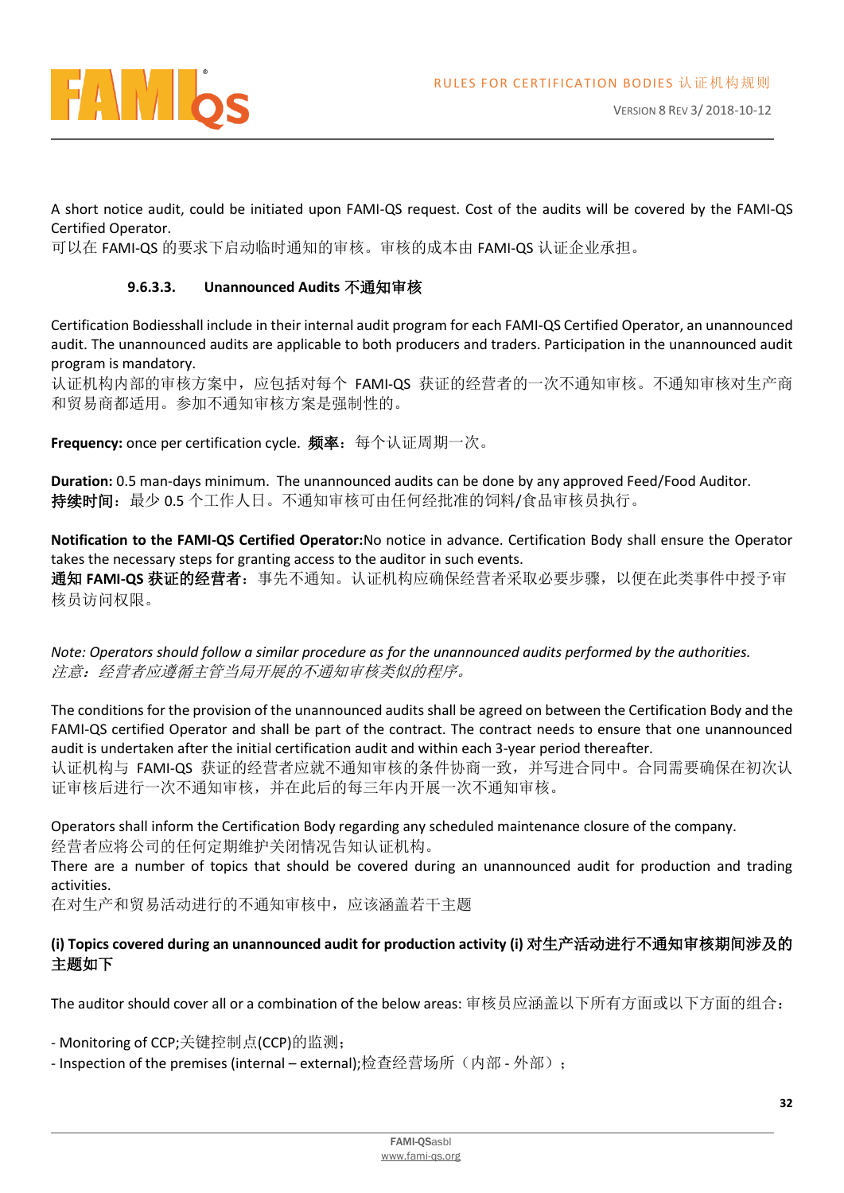A short notice audit, could be initiated upon FAMI-QS request. Cost of the audits will be covered by the FAMI-QS Certified Operator.
可以在 FAMI-QS 的要求下启动临时通知的审核。审核的成本由 FAMI-QS 认证企业承担。

#### 9.6.3.3. Unannounced Audits 不通知审核

Certification Bodiesshall include in their internal audit program for each FAMI-QS Certified Operator, an unannounced audit. The unannounced audits are applicable to both producers and traders. Participation in the unannounced audit program is mandatory.
认证机构内部的审核方案中，应包括对每个 FAMI-QS 获证的经营者的一次不通知审核。不通知审核对生产商和贸易商都适用。参加不通知审核方案是强制性的。

**Frequency:** once per certification cycle. **频率**：每个认证周期一次。

**Duration:** 0.5 man-days minimum. The unannounced audits can be done by any approved Feed/Food Auditor.
**持续时间**：最少 0.5 个工作人日。不通知审核可由任何经批准的饲料/食品审核员执行。

**Notification to the FAMI-QS Certified Operator:**No notice in advance. Certification Body shall ensure the Operator takes the necessary steps for granting access to the auditor in such events.
**通知 FAMI-QS 获证的经营者**：事先不通知。认证机构应确保经营者采取必要步骤，以便在此类事件中授予审核员访问权限。

*Note: Operators should follow a similar procedure as for the unannounced audits performed by the authorities.*
*注意：经营者应遵循主管当局开展的不通知审核类似的程序。*

The conditions for the provision of the unannounced audits shall be agreed on between the Certification Body and the FAMI-QS certified Operator and shall be part of the contract. The contract needs to ensure that one unannounced audit is undertaken after the initial certification audit and within each 3-year period thereafter.
认证机构与 FAMI-QS 获证的经营者应就不通知审核的条件协商一致，并写进合同中。合同需要确保在初次认证审核后进行一次不通知审核，并在此后的每三年内开展一次不通知审核。

Operators shall inform the Certification Body regarding any scheduled maintenance closure of the company.
经营者应将公司的任何定期维护关闭情况告知认证机构。
There are a number of topics that should be covered during an unannounced audit for production and trading activities.
在对生产和贸易活动进行的不通知审核中，应该涵盖若干主题

**(i) Topics covered during an unannounced audit for production activity (i) 对生产活动进行不通知审核期间涉及的主题如下**

The auditor should cover all or a combination of the below areas: 审核员应涵盖以下所有方面或以下方面的组合：

- Monitoring of CCP;关键控制点(CCP)的监测；
- Inspection of the premises (internal – external);检查经营场所（内部 - 外部）；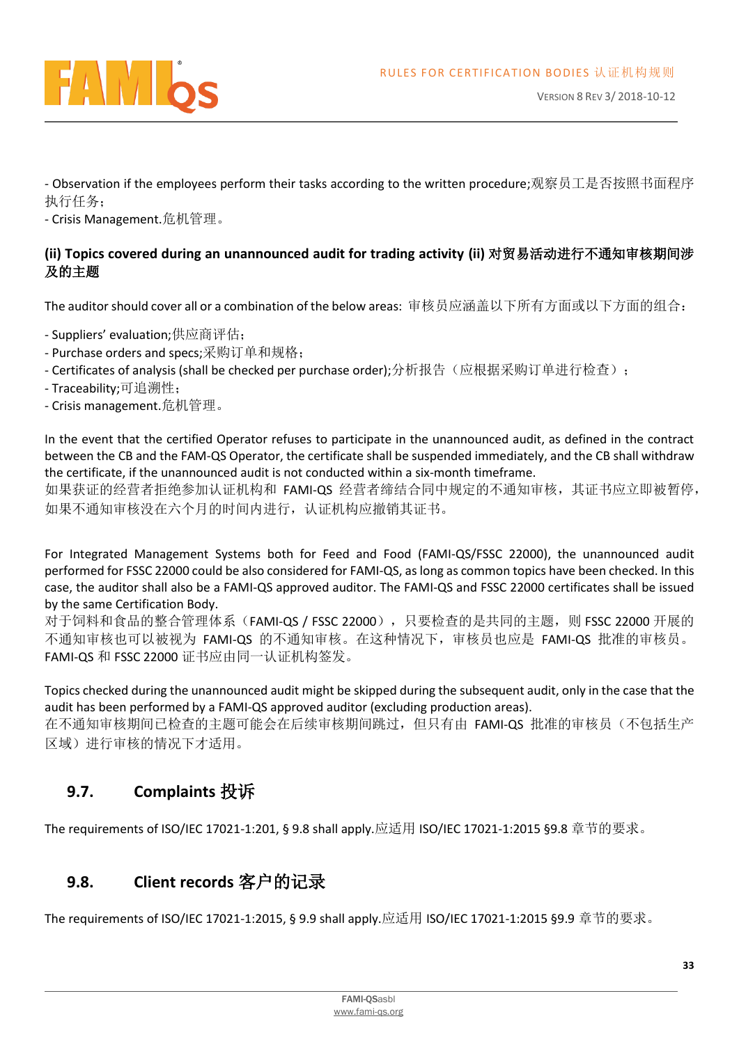- Observation if the employees perform their tasks according to the written procedure;观察员工是否按照书面程序执行任务；
- Crisis Management.危机管理。

**(ii) Topics covered during an unannounced audit for trading activity (ii) 对贸易活动进行不通知审核期间涉及的主题**

The auditor should cover all or a combination of the below areas: 审核员应涵盖以下所有方面或以下方面的组合：

- Suppliers' evaluation;供应商评估；
- Purchase orders and specs;采购订单和规格；
- Certificates of analysis (shall be checked per purchase order);分析报告（应根据采购订单进行检查）；
- Traceability;可追溯性；
- Crisis management.危机管理。

In the event that the certified Operator refuses to participate in the unannounced audit, as defined in the contract between the CB and the FAM-QS Operator, the certificate shall be suspended immediately, and the CB shall withdraw the certificate, if the unannounced audit is not conducted within a six-month timeframe.
如果获证的经营者拒绝参加认证机构和 FAMI-QS 经营者缔结合同中规定的不通知审核，其证书应立即被暂停，如果不通知审核没在六个月的时间内进行，认证机构应撤销其证书。

For Integrated Management Systems both for Feed and Food (FAMI-QS/FSSC 22000), the unannounced audit performed for FSSC 22000 could be also considered for FAMI-QS, as long as common topics have been checked. In this case, the auditor shall also be a FAMI-QS approved auditor. The FAMI-QS and FSSC 22000 certificates shall be issued by the same Certification Body.
对于饲料和食品的整合管理体系（FAMI-QS / FSSC 22000），只要检查的是共同的主题，则 FSSC 22000 开展的不通知审核也可以被视为 FAMI-QS 的不通知审核。在这种情况下，审核员也应是 FAMI-QS 批准的审核员。FAMI-QS 和 FSSC 22000 证书应由同一认证机构签发。

Topics checked during the unannounced audit might be skipped during the subsequent audit, only in the case that the audit has been performed by a FAMI-QS approved auditor (excluding production areas).
在不通知审核期间已检查的主题可能会在后续审核期间跳过，但只有由 FAMI-QS 批准的审核员（不包括生产区域）进行审核的情况下才适用。

## 9.7. Complaints 投诉

The requirements of ISO/IEC 17021-1:201, § 9.8 shall apply.应适用 ISO/IEC 17021-1:2015 §9.8 章节的要求。

## 9.8. Client records 客户的记录

The requirements of ISO/IEC 17021-1:2015, § 9.9 shall apply.应适用 ISO/IEC 17021-1:2015 §9.9 章节的要求。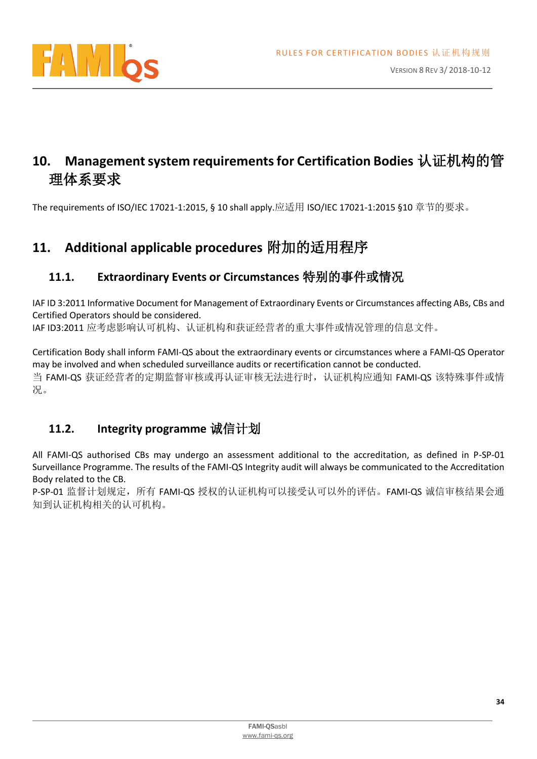## 10. Management system requirements for Certification Bodies 认证机构的管理体系要求

The requirements of ISO/IEC 17021-1:2015, § 10 shall apply.应适用 ISO/IEC 17021-1:2015 §10 章节的要求。

## 11. Additional applicable procedures 附加的适用程序

### 11.1. Extraordinary Events or Circumstances 特别的事件或情况

IAF ID 3:2011 Informative Document for Management of Extraordinary Events or Circumstances affecting ABs, CBs and Certified Operators should be considered.
IAF ID3:2011 应考虑影响认可机构、认证机构和获证经营者的重大事件或情况管理的信息文件。

Certification Body shall inform FAMI-QS about the extraordinary events or circumstances where a FAMI-QS Operator may be involved and when scheduled surveillance audits or recertification cannot be conducted.
当 FAMI-QS 获证经营者的定期监督审核或再认证审核无法进行时，认证机构应通知 FAMI-QS 该特殊事件或情况。

### 11.2. Integrity programme 诚信计划

All FAMI-QS authorised CBs may undergo an assessment additional to the accreditation, as defined in P-SP-01 Surveillance Programme. The results of the FAMI-QS Integrity audit will always be communicated to the Accreditation Body related to the CB.
P-SP-01 监督计划规定，所有 FAMI-QS 授权的认证机构可以接受认可以外的评估。FAMI-QS 诚信审核结果会通知到认证机构相关的认可机构。